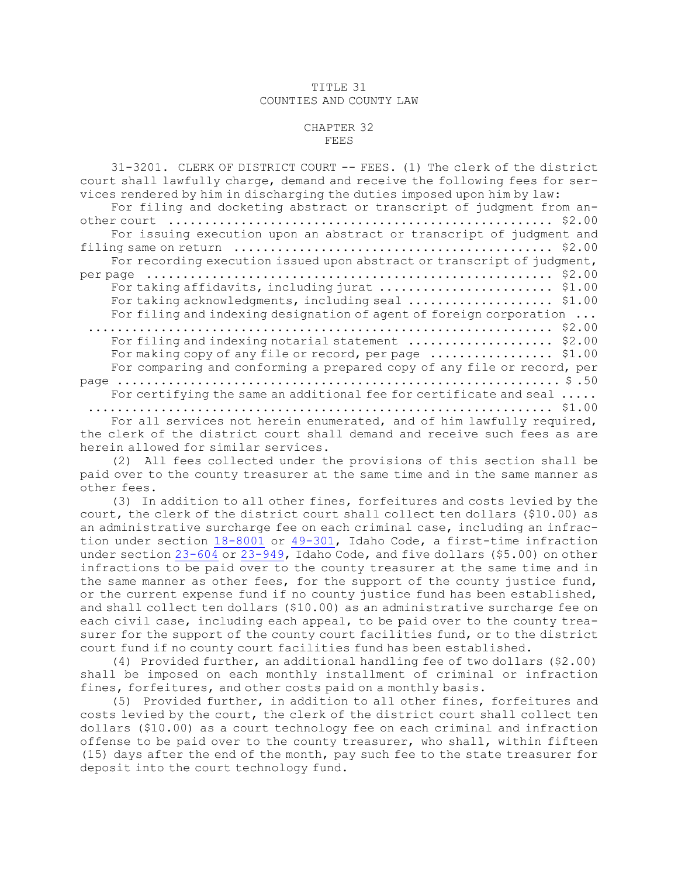# TITLE 31
# COUNTIES AND COUNTY LAW

## CHAPTER 32
## FEES

31-3201. CLERK OF DISTRICT COURT -- FEES. (1) The clerk of the district court shall lawfully charge, demand and receive the following fees for services rendered by him in discharging the duties imposed upon him by law:

For filing and docketing abstract or transcript of judgment from another court .................................................... $2.00

For issuing execution upon an abstract or transcript of judgment and filing same on return ........................................... $2.00

For recording execution issued upon abstract or transcript of judgment, per page ...................................................... $2.00

For taking affidavits, including jurat ....................... $1.00

For taking acknowledgments, including seal .................... $1.00

For filing and indexing designation of agent of foreign corporation ... ............................................................... $2.00

For filing and indexing notarial statement .................... $2.00

For making copy of any file or record, per page ................ $1.00

For comparing and conforming a prepared copy of any file or record, per page ............................................................ $ .50

For certifying the same an additional fee for certificate and seal ..... ............................................................... $1.00

For all services not herein enumerated, and of him lawfully required, the clerk of the district court shall demand and receive such fees as are herein allowed for similar services.

(2) All fees collected under the provisions of this section shall be paid over to the county treasurer at the same time and in the same manner as other fees.

(3) In addition to all other fines, forfeitures and costs levied by the court, the clerk of the district court shall collect ten dollars ($10.00) as an administrative surcharge fee on each criminal case, including an infraction under section 18-8001 or 49-301, Idaho Code, a first-time infraction under section 23-604 or 23-949, Idaho Code, and five dollars ($5.00) on other infractions to be paid over to the county treasurer at the same time and in the same manner as other fees, for the support of the county justice fund, or the current expense fund if no county justice fund has been established, and shall collect ten dollars ($10.00) as an administrative surcharge fee on each civil case, including each appeal, to be paid over to the county treasurer for the support of the county court facilities fund, or to the district court fund if no county court facilities fund has been established.

(4) Provided further, an additional handling fee of two dollars ($2.00) shall be imposed on each monthly installment of criminal or infraction fines, forfeitures, and other costs paid on a monthly basis.

(5) Provided further, in addition to all other fines, forfeitures and costs levied by the court, the clerk of the district court shall collect ten dollars ($10.00) as a court technology fee on each criminal and infraction offense to be paid over to the county treasurer, who shall, within fifteen (15) days after the end of the month, pay such fee to the state treasurer for deposit into the court technology fund.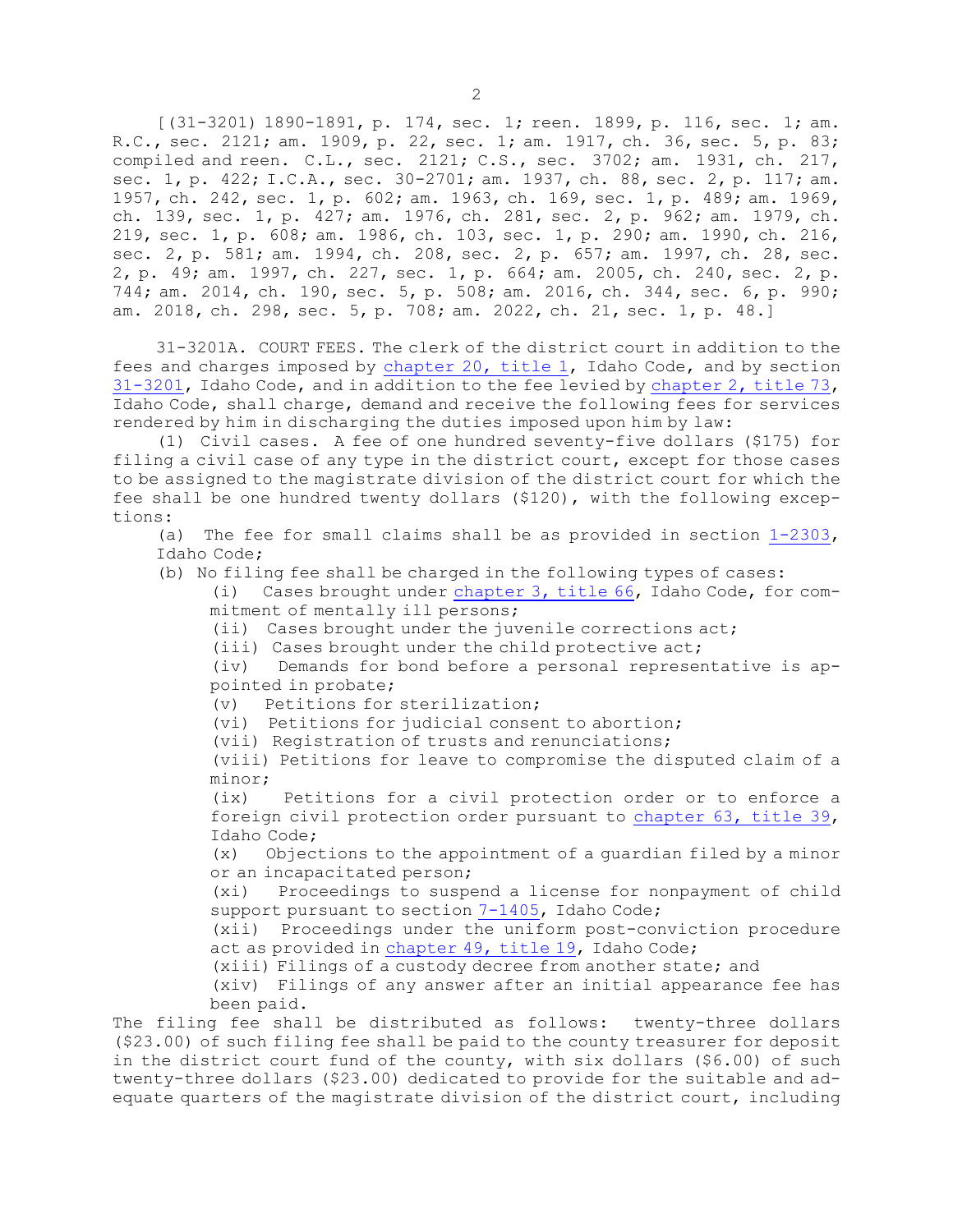[(31-3201) 1890-1891, p. 174, sec. 1; reen. 1899, p. 116, sec. 1; am. R.C., sec. 2121; am. 1909, p. 22, sec. 1; am. 1917, ch. 36, sec. 5, p. 83; compiled and reen. C.L., sec. 2121; C.S., sec. 3702; am. 1931, ch. 217, sec. 1, p. 422; I.C.A., sec. 30-2701; am. 1937, ch. 88, sec. 2, p. 117; am. 1957, ch. 242, sec. 1, p. 602; am. 1963, ch. 169, sec. 1, p. 489; am. 1969, ch. 139, sec. 1, p. 427; am. 1976, ch. 281, sec. 2, p. 962; am. 1979, ch. 219, sec. 1, p. 608; am. 1986, ch. 103, sec. 1, p. 290; am. 1990, ch. 216, sec. 2, p. 581; am. 1994, ch. 208, sec. 2, p. 657; am. 1997, ch. 28, sec. 2, p. 49; am. 1997, ch. 227, sec. 1, p. 664; am. 2005, ch. 240, sec. 2, p. 744; am. 2014, ch. 190, sec. 5, p. 508; am. 2016, ch. 344, sec. 6, p. 990; am. 2018, ch. 298, sec. 5, p. 708; am. 2022, ch. 21, sec. 1, p. 48.]

31-3201A. COURT FEES. The clerk of the district court in addition to the fees and charges imposed by chapter 20, title 1, Idaho Code, and by section 31-3201, Idaho Code, and in addition to the fee levied by chapter 2, title 73, Idaho Code, shall charge, demand and receive the following fees for services rendered by him in discharging the duties imposed upon him by law:

(1) Civil cases. A fee of one hundred seventy-five dollars ($175) for filing a civil case of any type in the district court, except for those cases to be assigned to the magistrate division of the district court for which the fee shall be one hundred twenty dollars ($120), with the following exceptions:

(a) The fee for small claims shall be as provided in section 1-2303, Idaho Code;

(b) No filing fee shall be charged in the following types of cases:

(i) Cases brought under chapter 3, title 66, Idaho Code, for commitment of mentally ill persons;

(ii) Cases brought under the juvenile corrections act;

(iii) Cases brought under the child protective act;

(iv) Demands for bond before a personal representative is appointed in probate;

(v) Petitions for sterilization;

(vi) Petitions for judicial consent to abortion;

(vii) Registration of trusts and renunciations;

(viii) Petitions for leave to compromise the disputed claim of a minor;

(ix) Petitions for a civil protection order or to enforce a foreign civil protection order pursuant to chapter 63, title 39, Idaho Code;

(x) Objections to the appointment of a guardian filed by a minor or an incapacitated person;

(xi) Proceedings to suspend a license for nonpayment of child support pursuant to section 7-1405, Idaho Code;

(xii) Proceedings under the uniform post-conviction procedure act as provided in chapter 49, title 19, Idaho Code;

(xiii) Filings of a custody decree from another state; and

(xiv) Filings of any answer after an initial appearance fee has been paid.

The filing fee shall be distributed as follows: twenty-three dollars ($23.00) of such filing fee shall be paid to the county treasurer for deposit in the district court fund of the county, with six dollars ($6.00) of such twenty-three dollars ($23.00) dedicated to provide for the suitable and adequate quarters of the magistrate division of the district court, including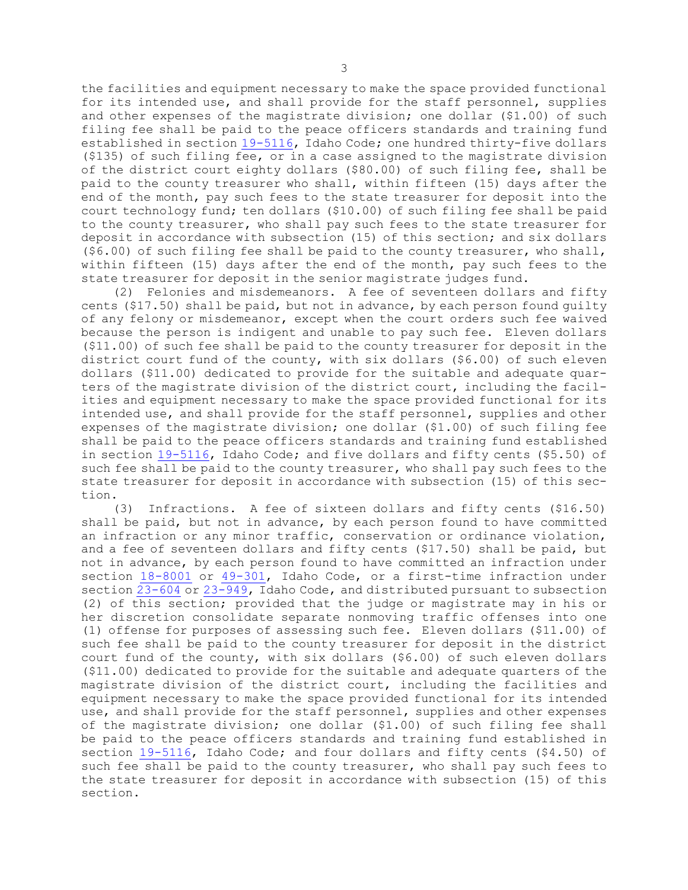the facilities and equipment necessary to make the space provided functional for its intended use, and shall provide for the staff personnel, supplies and other expenses of the magistrate division; one dollar ($1.00) of such filing fee shall be paid to the peace officers standards and training fund established in section 19-5116, Idaho Code; one hundred thirty-five dollars ($135) of such filing fee, or in a case assigned to the magistrate division of the district court eighty dollars ($80.00) of such filing fee, shall be paid to the county treasurer who shall, within fifteen (15) days after the end of the month, pay such fees to the state treasurer for deposit into the court technology fund; ten dollars ($10.00) of such filing fee shall be paid to the county treasurer, who shall pay such fees to the state treasurer for deposit in accordance with subsection (15) of this section; and six dollars ($6.00) of such filing fee shall be paid to the county treasurer, who shall, within fifteen (15) days after the end of the month, pay such fees to the state treasurer for deposit in the senior magistrate judges fund.

(2) Felonies and misdemeanors. A fee of seventeen dollars and fifty cents ($17.50) shall be paid, but not in advance, by each person found guilty of any felony or misdemeanor, except when the court orders such fee waived because the person is indigent and unable to pay such fee. Eleven dollars ($11.00) of such fee shall be paid to the county treasurer for deposit in the district court fund of the county, with six dollars ($6.00) of such eleven dollars ($11.00) dedicated to provide for the suitable and adequate quarters of the magistrate division of the district court, including the facilities and equipment necessary to make the space provided functional for its intended use, and shall provide for the staff personnel, supplies and other expenses of the magistrate division; one dollar ($1.00) of such filing fee shall be paid to the peace officers standards and training fund established in section 19-5116, Idaho Code; and five dollars and fifty cents ($5.50) of such fee shall be paid to the county treasurer, who shall pay such fees to the state treasurer for deposit in accordance with subsection (15) of this section.

(3) Infractions. A fee of sixteen dollars and fifty cents ($16.50) shall be paid, but not in advance, by each person found to have committed an infraction or any minor traffic, conservation or ordinance violation, and a fee of seventeen dollars and fifty cents ($17.50) shall be paid, but not in advance, by each person found to have committed an infraction under section 18-8001 or 49-301, Idaho Code, or a first-time infraction under section 23-604 or 23-949, Idaho Code, and distributed pursuant to subsection (2) of this section; provided that the judge or magistrate may in his or her discretion consolidate separate nonmoving traffic offenses into one (1) offense for purposes of assessing such fee. Eleven dollars ($11.00) of such fee shall be paid to the county treasurer for deposit in the district court fund of the county, with six dollars ($6.00) of such eleven dollars ($11.00) dedicated to provide for the suitable and adequate quarters of the magistrate division of the district court, including the facilities and equipment necessary to make the space provided functional for its intended use, and shall provide for the staff personnel, supplies and other expenses of the magistrate division; one dollar ($1.00) of such filing fee shall be paid to the peace officers standards and training fund established in section 19-5116, Idaho Code; and four dollars and fifty cents ($4.50) of such fee shall be paid to the county treasurer, who shall pay such fees to the state treasurer for deposit in accordance with subsection (15) of this section.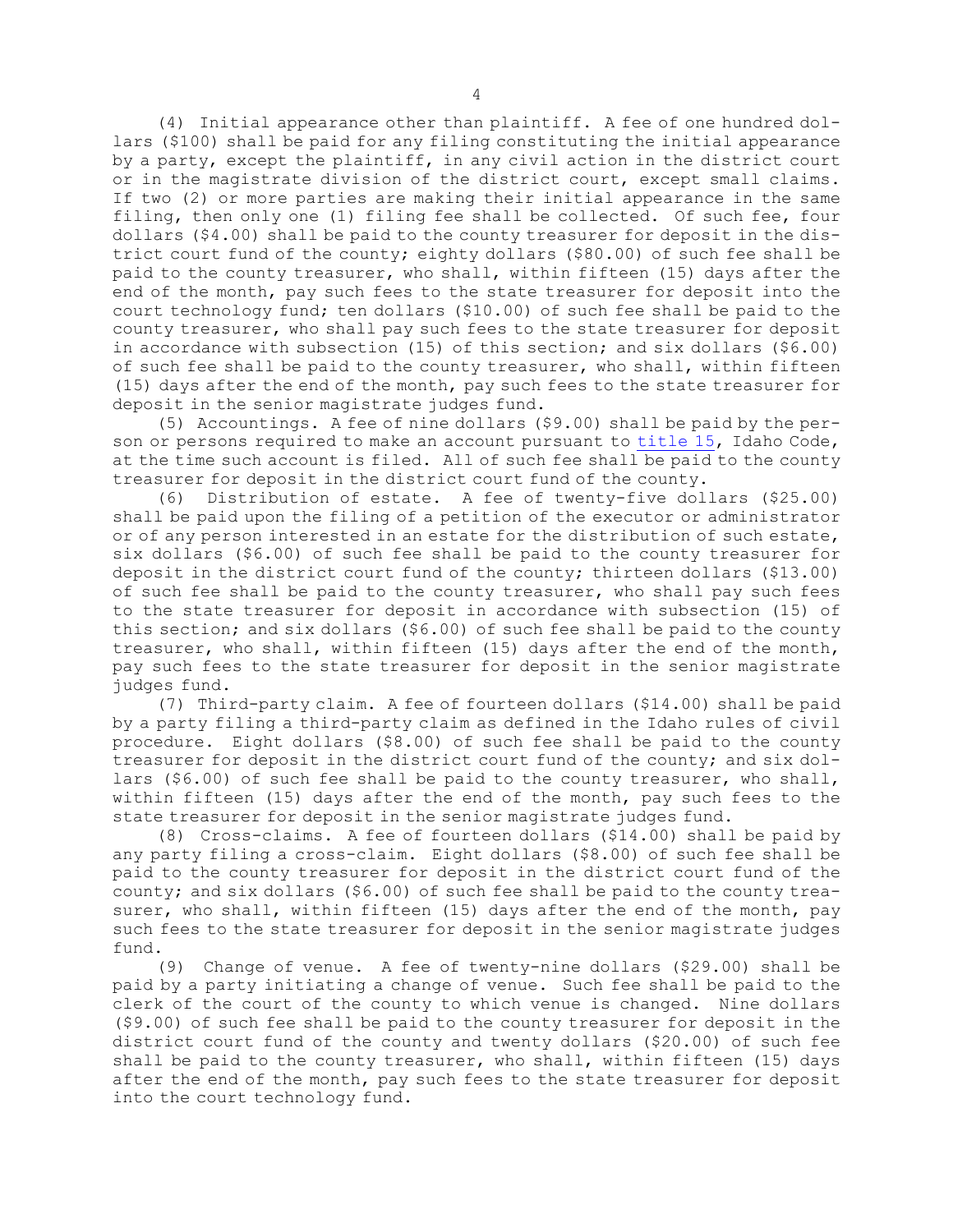(4) Initial appearance other than plaintiff. A fee of one hundred dollars ($100) shall be paid for any filing constituting the initial appearance by a party, except the plaintiff, in any civil action in the district court or in the magistrate division of the district court, except small claims. If two (2) or more parties are making their initial appearance in the same filing, then only one (1) filing fee shall be collected. Of such fee, four dollars ($4.00) shall be paid to the county treasurer for deposit in the district court fund of the county; eighty dollars ($80.00) of such fee shall be paid to the county treasurer, who shall, within fifteen (15) days after the end of the month, pay such fees to the state treasurer for deposit into the court technology fund; ten dollars ($10.00) of such fee shall be paid to the county treasurer, who shall pay such fees to the state treasurer for deposit in accordance with subsection (15) of this section; and six dollars ($6.00) of such fee shall be paid to the county treasurer, who shall, within fifteen (15) days after the end of the month, pay such fees to the state treasurer for deposit in the senior magistrate judges fund.

(5) Accountings. A fee of nine dollars ($9.00) shall be paid by the person or persons required to make an account pursuant to title 15, Idaho Code, at the time such account is filed. All of such fee shall be paid to the county treasurer for deposit in the district court fund of the county.

(6) Distribution of estate. A fee of twenty-five dollars ($25.00) shall be paid upon the filing of a petition of the executor or administrator or of any person interested in an estate for the distribution of such estate, six dollars ($6.00) of such fee shall be paid to the county treasurer for deposit in the district court fund of the county; thirteen dollars ($13.00) of such fee shall be paid to the county treasurer, who shall pay such fees to the state treasurer for deposit in accordance with subsection (15) of this section; and six dollars ($6.00) of such fee shall be paid to the county treasurer, who shall, within fifteen (15) days after the end of the month, pay such fees to the state treasurer for deposit in the senior magistrate judges fund.

(7) Third-party claim. A fee of fourteen dollars ($14.00) shall be paid by a party filing a third-party claim as defined in the Idaho rules of civil procedure. Eight dollars ($8.00) of such fee shall be paid to the county treasurer for deposit in the district court fund of the county; and six dollars ($6.00) of such fee shall be paid to the county treasurer, who shall, within fifteen (15) days after the end of the month, pay such fees to the state treasurer for deposit in the senior magistrate judges fund.

(8) Cross-claims. A fee of fourteen dollars ($14.00) shall be paid by any party filing a cross-claim. Eight dollars ($8.00) of such fee shall be paid to the county treasurer for deposit in the district court fund of the county; and six dollars ($6.00) of such fee shall be paid to the county treasurer, who shall, within fifteen (15) days after the end of the month, pay such fees to the state treasurer for deposit in the senior magistrate judges fund.

(9) Change of venue. A fee of twenty-nine dollars ($29.00) shall be paid by a party initiating a change of venue. Such fee shall be paid to the clerk of the court of the county to which venue is changed. Nine dollars ($9.00) of such fee shall be paid to the county treasurer for deposit in the district court fund of the county and twenty dollars ($20.00) of such fee shall be paid to the county treasurer, who shall, within fifteen (15) days after the end of the month, pay such fees to the state treasurer for deposit into the court technology fund.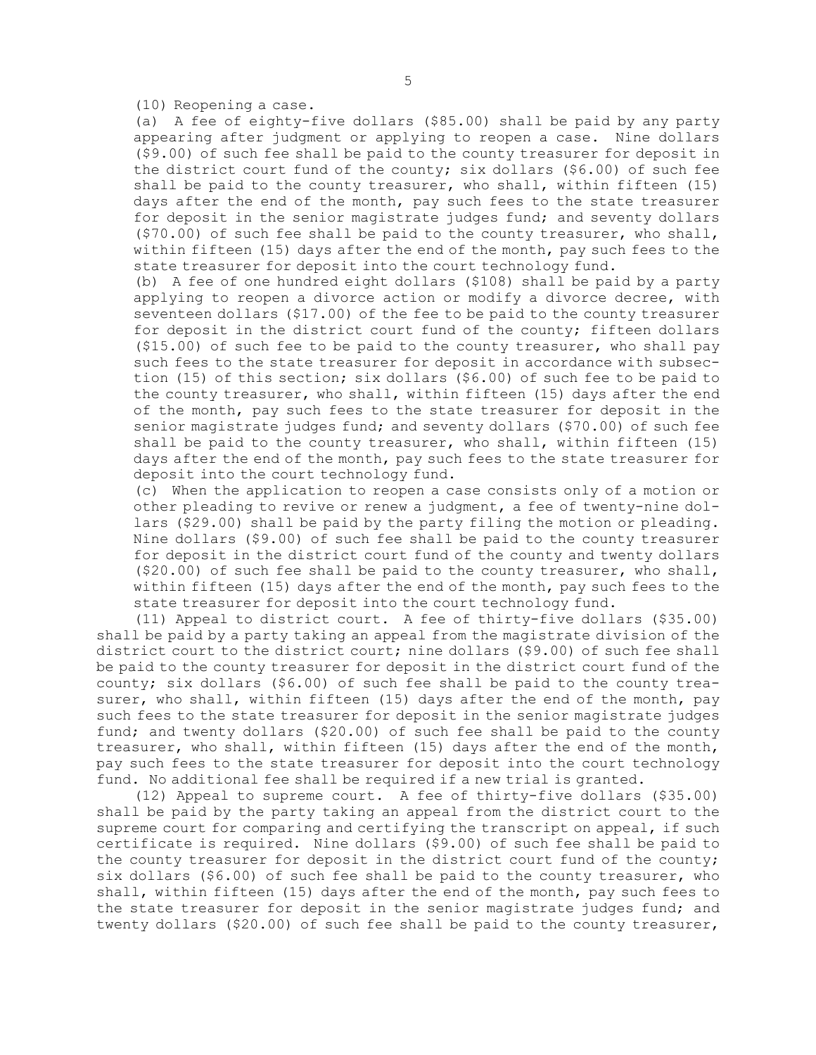(10) Reopening a case.

(a) A fee of eighty-five dollars ($85.00) shall be paid by any party appearing after judgment or applying to reopen a case. Nine dollars ($9.00) of such fee shall be paid to the county treasurer for deposit in the district court fund of the county; six dollars ($6.00) of such fee shall be paid to the county treasurer, who shall, within fifteen (15) days after the end of the month, pay such fees to the state treasurer for deposit in the senior magistrate judges fund; and seventy dollars ($70.00) of such fee shall be paid to the county treasurer, who shall, within fifteen (15) days after the end of the month, pay such fees to the state treasurer for deposit into the court technology fund.

(b) A fee of one hundred eight dollars ($108) shall be paid by a party applying to reopen a divorce action or modify a divorce decree, with seventeen dollars ($17.00) of the fee to be paid to the county treasurer for deposit in the district court fund of the county; fifteen dollars ($15.00) of such fee to be paid to the county treasurer, who shall pay such fees to the state treasurer for deposit in accordance with subsection (15) of this section; six dollars ($6.00) of such fee to be paid to the county treasurer, who shall, within fifteen (15) days after the end of the month, pay such fees to the state treasurer for deposit in the senior magistrate judges fund; and seventy dollars ($70.00) of such fee shall be paid to the county treasurer, who shall, within fifteen (15) days after the end of the month, pay such fees to the state treasurer for deposit into the court technology fund.

(c) When the application to reopen a case consists only of a motion or other pleading to revive or renew a judgment, a fee of twenty-nine dollars ($29.00) shall be paid by the party filing the motion or pleading. Nine dollars ($9.00) of such fee shall be paid to the county treasurer for deposit in the district court fund of the county and twenty dollars ($20.00) of such fee shall be paid to the county treasurer, who shall, within fifteen (15) days after the end of the month, pay such fees to the state treasurer for deposit into the court technology fund.

(11) Appeal to district court. A fee of thirty-five dollars ($35.00) shall be paid by a party taking an appeal from the magistrate division of the district court to the district court; nine dollars ($9.00) of such fee shall be paid to the county treasurer for deposit in the district court fund of the county; six dollars ($6.00) of such fee shall be paid to the county treasurer, who shall, within fifteen (15) days after the end of the month, pay such fees to the state treasurer for deposit in the senior magistrate judges fund; and twenty dollars ($20.00) of such fee shall be paid to the county treasurer, who shall, within fifteen (15) days after the end of the month, pay such fees to the state treasurer for deposit into the court technology fund. No additional fee shall be required if a new trial is granted.

(12) Appeal to supreme court. A fee of thirty-five dollars ($35.00) shall be paid by the party taking an appeal from the district court to the supreme court for comparing and certifying the transcript on appeal, if such certificate is required. Nine dollars ($9.00) of such fee shall be paid to the county treasurer for deposit in the district court fund of the county; six dollars ($6.00) of such fee shall be paid to the county treasurer, who shall, within fifteen (15) days after the end of the month, pay such fees to the state treasurer for deposit in the senior magistrate judges fund; and twenty dollars ($20.00) of such fee shall be paid to the county treasurer,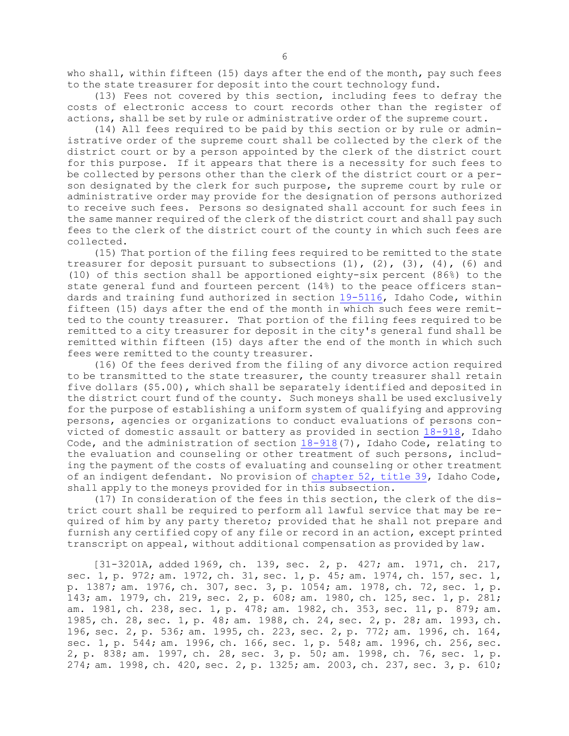who shall, within fifteen (15) days after the end of the month, pay such fees to the state treasurer for deposit into the court technology fund.

(13) Fees not covered by this section, including fees to defray the costs of electronic access to court records other than the register of actions, shall be set by rule or administrative order of the supreme court.

(14) All fees required to be paid by this section or by rule or administrative order of the supreme court shall be collected by the clerk of the district court or by a person appointed by the clerk of the district court for this purpose. If it appears that there is a necessity for such fees to be collected by persons other than the clerk of the district court or a person designated by the clerk for such purpose, the supreme court by rule or administrative order may provide for the designation of persons authorized to receive such fees. Persons so designated shall account for such fees in the same manner required of the clerk of the district court and shall pay such fees to the clerk of the district court of the county in which such fees are collected.

(15) That portion of the filing fees required to be remitted to the state treasurer for deposit pursuant to subsections (1), (2), (3), (4), (6) and (10) of this section shall be apportioned eighty-six percent (86%) to the state general fund and fourteen percent (14%) to the peace officers standards and training fund authorized in section 19-5116, Idaho Code, within fifteen (15) days after the end of the month in which such fees were remitted to the county treasurer. That portion of the filing fees required to be remitted to a city treasurer for deposit in the city's general fund shall be remitted within fifteen (15) days after the end of the month in which such fees were remitted to the county treasurer.

(16) Of the fees derived from the filing of any divorce action required to be transmitted to the state treasurer, the county treasurer shall retain five dollars ($5.00), which shall be separately identified and deposited in the district court fund of the county. Such moneys shall be used exclusively for the purpose of establishing a uniform system of qualifying and approving persons, agencies or organizations to conduct evaluations of persons convicted of domestic assault or battery as provided in section 18-918, Idaho Code, and the administration of section 18-918(7), Idaho Code, relating to the evaluation and counseling or other treatment of such persons, including the payment of the costs of evaluating and counseling or other treatment of an indigent defendant. No provision of chapter 52, title 39, Idaho Code, shall apply to the moneys provided for in this subsection.

(17) In consideration of the fees in this section, the clerk of the district court shall be required to perform all lawful service that may be required of him by any party thereto; provided that he shall not prepare and furnish any certified copy of any file or record in an action, except printed transcript on appeal, without additional compensation as provided by law.

[31-3201A, added 1969, ch. 139, sec. 2, p. 427; am. 1971, ch. 217, sec. 1, p. 972; am. 1972, ch. 31, sec. 1, p. 45; am. 1974, ch. 157, sec. 1, p. 1387; am. 1976, ch. 307, sec. 3, p. 1054; am. 1978, ch. 72, sec. 1, p. 143; am. 1979, ch. 219, sec. 2, p. 608; am. 1980, ch. 125, sec. 1, p. 281; am. 1981, ch. 238, sec. 1, p. 478; am. 1982, ch. 353, sec. 11, p. 879; am. 1985, ch. 28, sec. 1, p. 48; am. 1988, ch. 24, sec. 2, p. 28; am. 1993, ch. 196, sec. 2, p. 536; am. 1995, ch. 223, sec. 2, p. 772; am. 1996, ch. 164, sec. 1, p. 544; am. 1996, ch. 166, sec. 1, p. 548; am. 1996, ch. 256, sec. 2, p. 838; am. 1997, ch. 28, sec. 3, p. 50; am. 1998, ch. 76, sec. 1, p. 274; am. 1998, ch. 420, sec. 2, p. 1325; am. 2003, ch. 237, sec. 3, p. 610;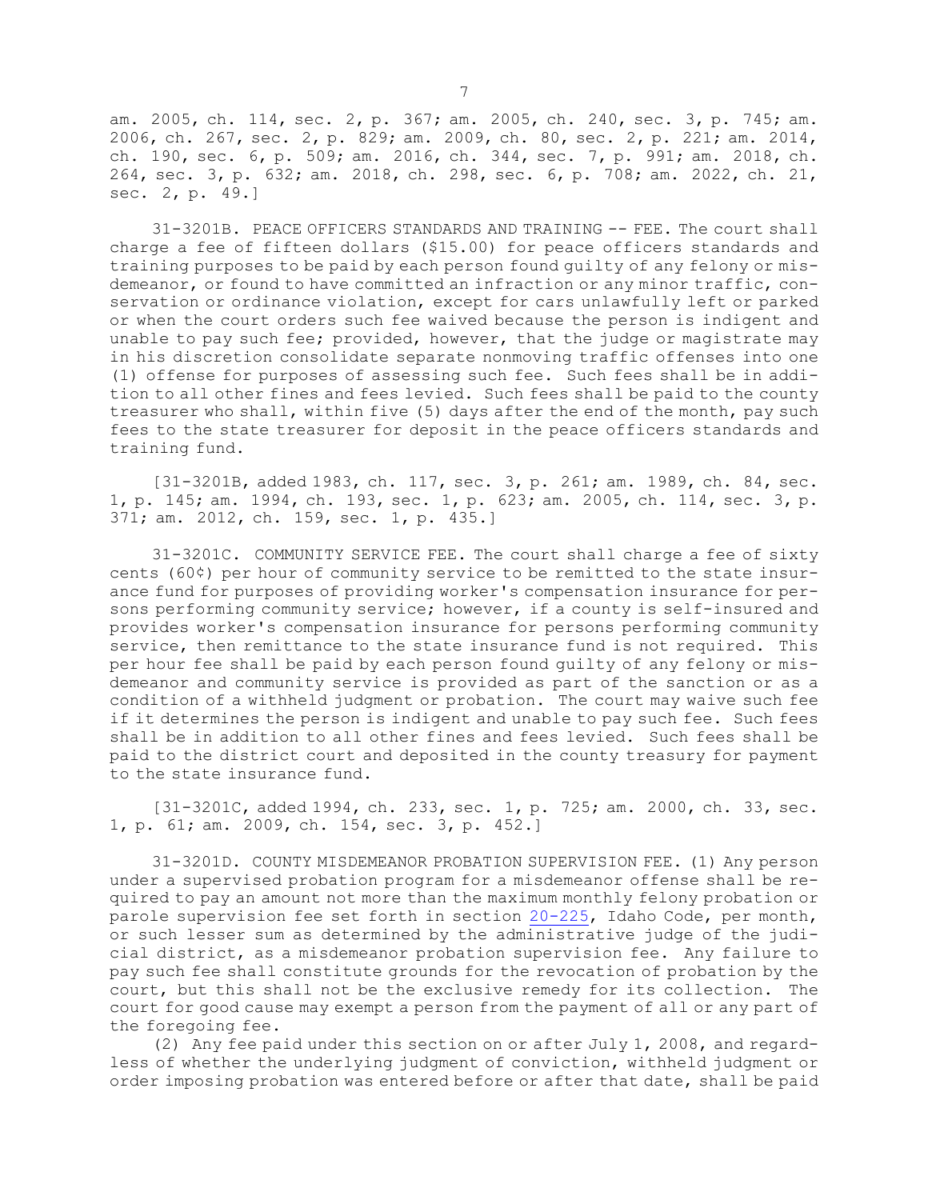am. 2005, ch. 114, sec. 2, p. 367; am. 2005, ch. 240, sec. 3, p. 745; am. 2006, ch. 267, sec. 2, p. 829; am. 2009, ch. 80, sec. 2, p. 221; am. 2014, ch. 190, sec. 6, p. 509; am. 2016, ch. 344, sec. 7, p. 991; am. 2018, ch. 264, sec. 3, p. 632; am. 2018, ch. 298, sec. 6, p. 708; am. 2022, ch. 21, sec. 2, p. 49.]

31-3201B. PEACE OFFICERS STANDARDS AND TRAINING -- FEE. The court shall charge a fee of fifteen dollars ($15.00) for peace officers standards and training purposes to be paid by each person found guilty of any felony or misdemeanor, or found to have committed an infraction or any minor traffic, conservation or ordinance violation, except for cars unlawfully left or parked or when the court orders such fee waived because the person is indigent and unable to pay such fee; provided, however, that the judge or magistrate may in his discretion consolidate separate nonmoving traffic offenses into one (1) offense for purposes of assessing such fee. Such fees shall be in addition to all other fines and fees levied. Such fees shall be paid to the county treasurer who shall, within five (5) days after the end of the month, pay such fees to the state treasurer for deposit in the peace officers standards and training fund.

[31-3201B, added 1983, ch. 117, sec. 3, p. 261; am. 1989, ch. 84, sec. 1, p. 145; am. 1994, ch. 193, sec. 1, p. 623; am. 2005, ch. 114, sec. 3, p. 371; am. 2012, ch. 159, sec. 1, p. 435.]

31-3201C. COMMUNITY SERVICE FEE. The court shall charge a fee of sixty cents (60¢) per hour of community service to be remitted to the state insurance fund for purposes of providing worker's compensation insurance for persons performing community service; however, if a county is self-insured and provides worker's compensation insurance for persons performing community service, then remittance to the state insurance fund is not required. This per hour fee shall be paid by each person found guilty of any felony or misdemeanor and community service is provided as part of the sanction or as a condition of a withheld judgment or probation. The court may waive such fee if it determines the person is indigent and unable to pay such fee. Such fees shall be in addition to all other fines and fees levied. Such fees shall be paid to the district court and deposited in the county treasury for payment to the state insurance fund.

[31-3201C, added 1994, ch. 233, sec. 1, p. 725; am. 2000, ch. 33, sec. 1, p. 61; am. 2009, ch. 154, sec. 3, p. 452.]

31-3201D. COUNTY MISDEMEANOR PROBATION SUPERVISION FEE. (1) Any person under a supervised probation program for a misdemeanor offense shall be required to pay an amount not more than the maximum monthly felony probation or parole supervision fee set forth in section 20-225, Idaho Code, per month, or such lesser sum as determined by the administrative judge of the judicial district, as a misdemeanor probation supervision fee. Any failure to pay such fee shall constitute grounds for the revocation of probation by the court, but this shall not be the exclusive remedy for its collection. The court for good cause may exempt a person from the payment of all or any part of the foregoing fee.

(2) Any fee paid under this section on or after July 1, 2008, and regardless of whether the underlying judgment of conviction, withheld judgment or order imposing probation was entered before or after that date, shall be paid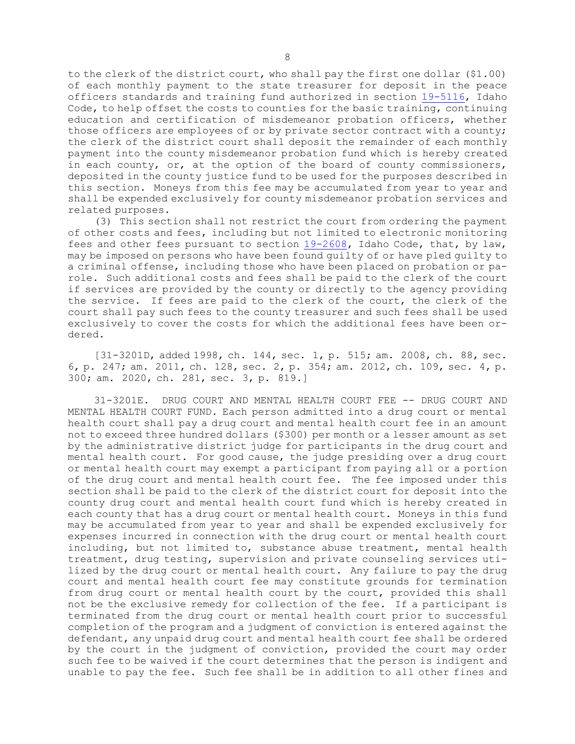to the clerk of the district court, who shall pay the first one dollar ($1.00) of each monthly payment to the state treasurer for deposit in the peace officers standards and training fund authorized in section 19-5116, Idaho Code, to help offset the costs to counties for the basic training, continuing education and certification of misdemeanor probation officers, whether those officers are employees of or by private sector contract with a county; the clerk of the district court shall deposit the remainder of each monthly payment into the county misdemeanor probation fund which is hereby created in each county, or, at the option of the board of county commissioners, deposited in the county justice fund to be used for the purposes described in this section. Moneys from this fee may be accumulated from year to year and shall be expended exclusively for county misdemeanor probation services and related purposes.

(3) This section shall not restrict the court from ordering the payment of other costs and fees, including but not limited to electronic monitoring fees and other fees pursuant to section 19-2608, Idaho Code, that, by law, may be imposed on persons who have been found guilty of or have pled guilty to a criminal offense, including those who have been placed on probation or parole. Such additional costs and fees shall be paid to the clerk of the court if services are provided by the county or directly to the agency providing the service. If fees are paid to the clerk of the court, the clerk of the court shall pay such fees to the county treasurer and such fees shall be used exclusively to cover the costs for which the additional fees have been ordered.

[31-3201D, added 1998, ch. 144, sec. 1, p. 515; am. 2008, ch. 88, sec. 6, p. 247; am. 2011, ch. 128, sec. 2, p. 354; am. 2012, ch. 109, sec. 4, p. 300; am. 2020, ch. 281, sec. 3, p. 819.]

31-3201E. DRUG COURT AND MENTAL HEALTH COURT FEE -- DRUG COURT AND MENTAL HEALTH COURT FUND. Each person admitted into a drug court or mental health court shall pay a drug court and mental health court fee in an amount not to exceed three hundred dollars ($300) per month or a lesser amount as set by the administrative district judge for participants in the drug court and mental health court. For good cause, the judge presiding over a drug court or mental health court may exempt a participant from paying all or a portion of the drug court and mental health court fee. The fee imposed under this section shall be paid to the clerk of the district court for deposit into the county drug court and mental health court fund which is hereby created in each county that has a drug court or mental health court. Moneys in this fund may be accumulated from year to year and shall be expended exclusively for expenses incurred in connection with the drug court or mental health court including, but not limited to, substance abuse treatment, mental health treatment, drug testing, supervision and private counseling services utilized by the drug court or mental health court. Any failure to pay the drug court and mental health court fee may constitute grounds for termination from drug court or mental health court by the court, provided this shall not be the exclusive remedy for collection of the fee. If a participant is terminated from the drug court or mental health court prior to successful completion of the program and a judgment of conviction is entered against the defendant, any unpaid drug court and mental health court fee shall be ordered by the court in the judgment of conviction, provided the court may order such fee to be waived if the court determines that the person is indigent and unable to pay the fee. Such fee shall be in addition to all other fines and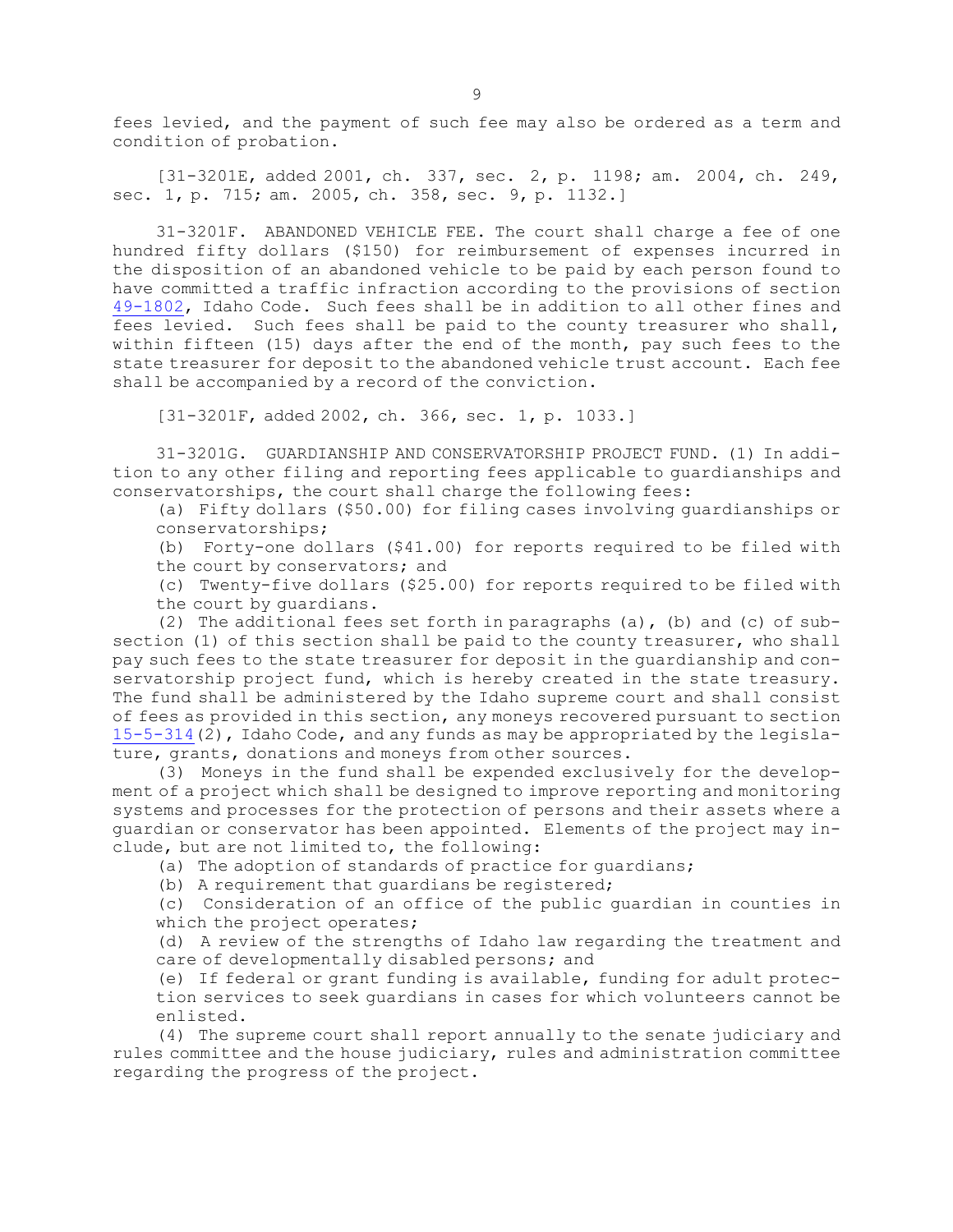fees levied, and the payment of such fee may also be ordered as a term and condition of probation.

[31-3201E, added 2001, ch. 337, sec. 2, p. 1198; am. 2004, ch. 249, sec. 1, p. 715; am. 2005, ch. 358, sec. 9, p. 1132.]

31-3201F. ABANDONED VEHICLE FEE. The court shall charge a fee of one hundred fifty dollars ($150) for reimbursement of expenses incurred in the disposition of an abandoned vehicle to be paid by each person found to have committed a traffic infraction according to the provisions of section 49-1802, Idaho Code. Such fees shall be in addition to all other fines and fees levied. Such fees shall be paid to the county treasurer who shall, within fifteen (15) days after the end of the month, pay such fees to the state treasurer for deposit to the abandoned vehicle trust account. Each fee shall be accompanied by a record of the conviction.

[31-3201F, added 2002, ch. 366, sec. 1, p. 1033.]

31-3201G. GUARDIANSHIP AND CONSERVATORSHIP PROJECT FUND. (1) In addition to any other filing and reporting fees applicable to guardianships and conservatorships, the court shall charge the following fees:

(a) Fifty dollars ($50.00) for filing cases involving guardianships or conservatorships;

(b) Forty-one dollars ($41.00) for reports required to be filed with the court by conservators; and

(c) Twenty-five dollars ($25.00) for reports required to be filed with the court by guardians.

(2) The additional fees set forth in paragraphs (a), (b) and (c) of subsection (1) of this section shall be paid to the county treasurer, who shall pay such fees to the state treasurer for deposit in the guardianship and conservatorship project fund, which is hereby created in the state treasury. The fund shall be administered by the Idaho supreme court and shall consist of fees as provided in this section, any moneys recovered pursuant to section 15-5-314(2), Idaho Code, and any funds as may be appropriated by the legislature, grants, donations and moneys from other sources.

(3) Moneys in the fund shall be expended exclusively for the development of a project which shall be designed to improve reporting and monitoring systems and processes for the protection of persons and their assets where a guardian or conservator has been appointed. Elements of the project may include, but are not limited to, the following:

(a) The adoption of standards of practice for guardians;

(b) A requirement that guardians be registered;

(c) Consideration of an office of the public guardian in counties in which the project operates;

(d) A review of the strengths of Idaho law regarding the treatment and care of developmentally disabled persons; and

(e) If federal or grant funding is available, funding for adult protection services to seek guardians in cases for which volunteers cannot be enlisted.

(4) The supreme court shall report annually to the senate judiciary and rules committee and the house judiciary, rules and administration committee regarding the progress of the project.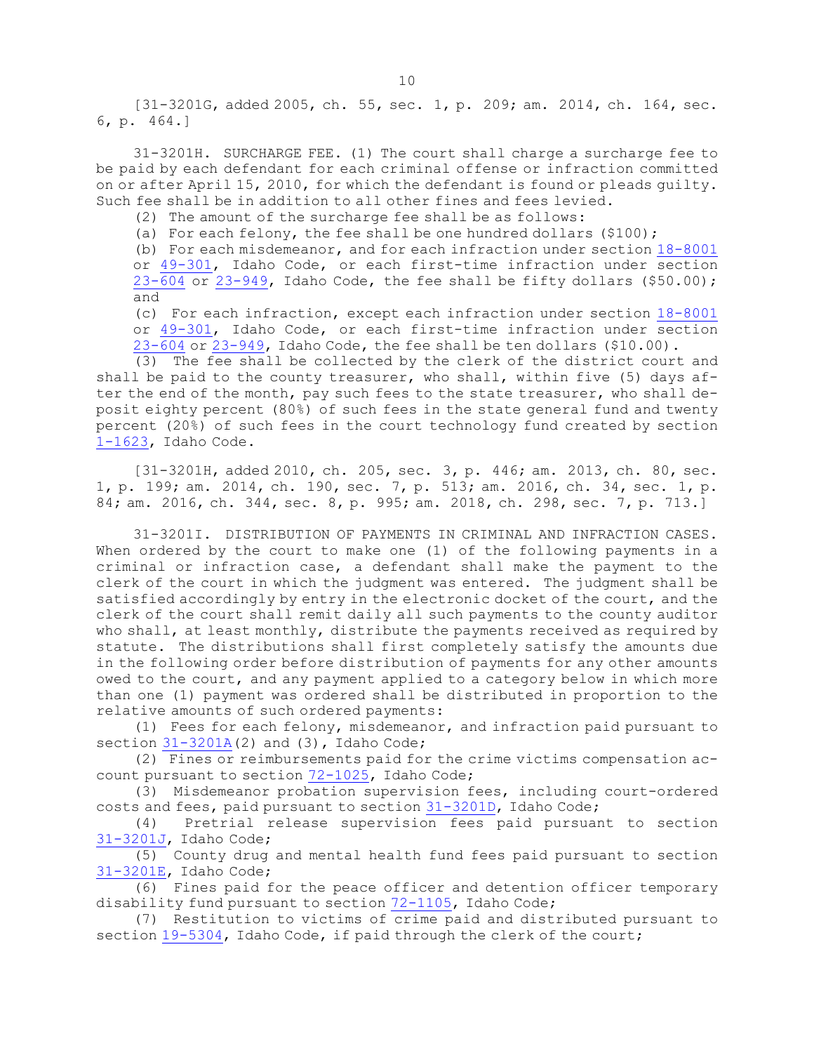[31-3201G, added 2005, ch. 55, sec. 1, p. 209; am. 2014, ch. 164, sec. 6, p. 464.]

31-3201H. SURCHARGE FEE. (1) The court shall charge a surcharge fee to be paid by each defendant for each criminal offense or infraction committed on or after April 15, 2010, for which the defendant is found or pleads guilty. Such fee shall be in addition to all other fines and fees levied.

(2) The amount of the surcharge fee shall be as follows:

(a) For each felony, the fee shall be one hundred dollars ($100);

(b) For each misdemeanor, and for each infraction under section 18-8001 or 49-301, Idaho Code, or each first-time infraction under section 23-604 or 23-949, Idaho Code, the fee shall be fifty dollars ($50.00); and

(c) For each infraction, except each infraction under section 18-8001 or 49-301, Idaho Code, or each first-time infraction under section 23-604 or 23-949, Idaho Code, the fee shall be ten dollars ($10.00).

(3) The fee shall be collected by the clerk of the district court and shall be paid to the county treasurer, who shall, within five (5) days after the end of the month, pay such fees to the state treasurer, who shall deposit eighty percent (80%) of such fees in the state general fund and twenty percent (20%) of such fees in the court technology fund created by section 1-1623, Idaho Code.

[31-3201H, added 2010, ch. 205, sec. 3, p. 446; am. 2013, ch. 80, sec. 1, p. 199; am. 2014, ch. 190, sec. 7, p. 513; am. 2016, ch. 34, sec. 1, p. 84; am. 2016, ch. 344, sec. 8, p. 995; am. 2018, ch. 298, sec. 7, p. 713.]

31-3201I. DISTRIBUTION OF PAYMENTS IN CRIMINAL AND INFRACTION CASES. When ordered by the court to make one (1) of the following payments in a criminal or infraction case, a defendant shall make the payment to the clerk of the court in which the judgment was entered. The judgment shall be satisfied accordingly by entry in the electronic docket of the court, and the clerk of the court shall remit daily all such payments to the county auditor who shall, at least monthly, distribute the payments received as required by statute. The distributions shall first completely satisfy the amounts due in the following order before distribution of payments for any other amounts owed to the court, and any payment applied to a category below in which more than one (1) payment was ordered shall be distributed in proportion to the relative amounts of such ordered payments:

(1) Fees for each felony, misdemeanor, and infraction paid pursuant to section 31-3201A(2) and (3), Idaho Code;

(2) Fines or reimbursements paid for the crime victims compensation account pursuant to section 72-1025, Idaho Code;

(3) Misdemeanor probation supervision fees, including court-ordered costs and fees, paid pursuant to section 31-3201D, Idaho Code;

(4) Pretrial release supervision fees paid pursuant to section 31-3201J, Idaho Code;

(5) County drug and mental health fund fees paid pursuant to section 31-3201E, Idaho Code;

(6) Fines paid for the peace officer and detention officer temporary disability fund pursuant to section 72-1105, Idaho Code;

(7) Restitution to victims of crime paid and distributed pursuant to section 19-5304, Idaho Code, if paid through the clerk of the court;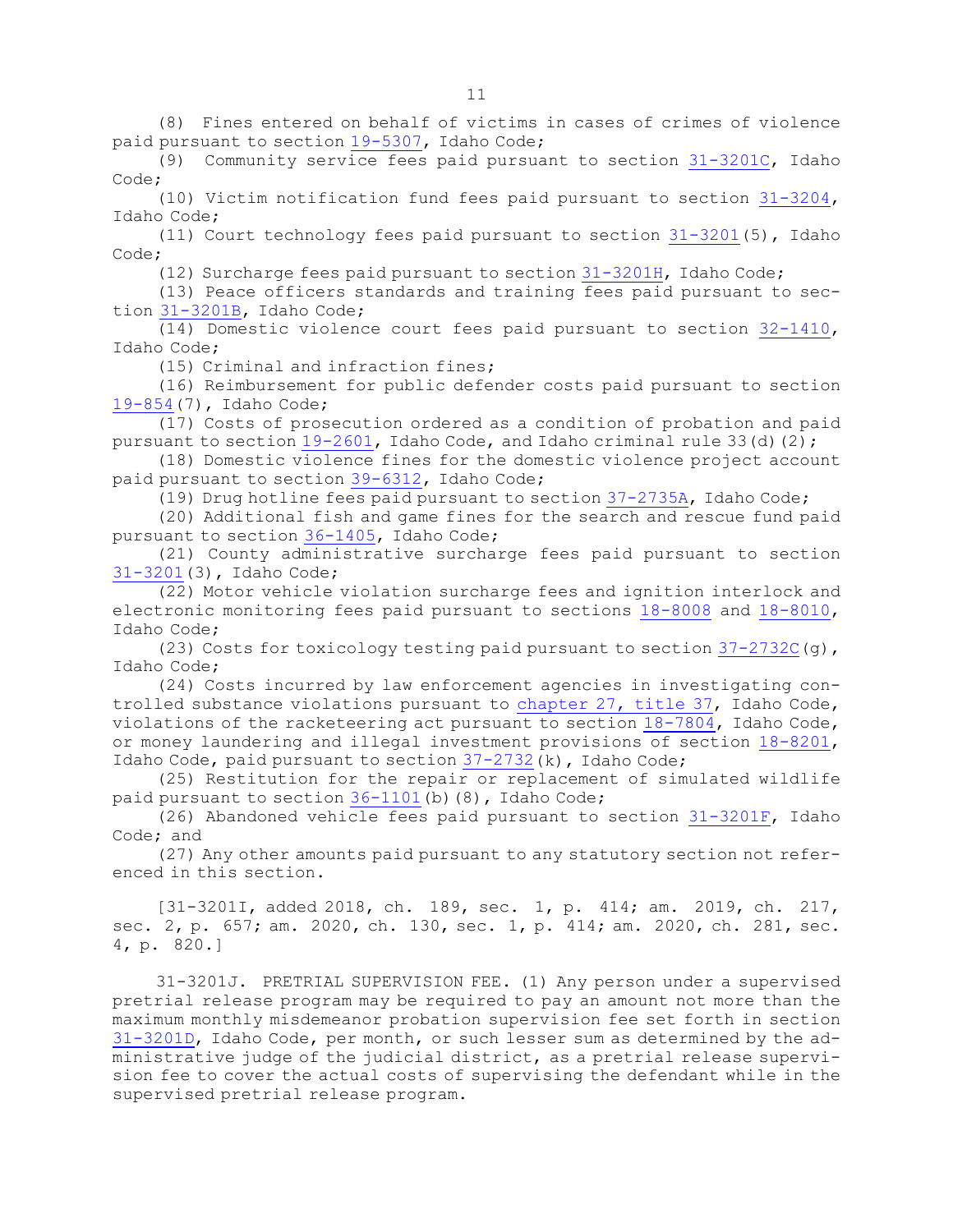(8) Fines entered on behalf of victims in cases of crimes of violence paid pursuant to section 19-5307, Idaho Code;

(9) Community service fees paid pursuant to section 31-3201C, Idaho Code;

(10) Victim notification fund fees paid pursuant to section 31-3204, Idaho Code;

(11) Court technology fees paid pursuant to section 31-3201(5), Idaho Code;

(12) Surcharge fees paid pursuant to section 31-3201H, Idaho Code;

(13) Peace officers standards and training fees paid pursuant to section 31-3201B, Idaho Code;

(14) Domestic violence court fees paid pursuant to section 32-1410, Idaho Code;

(15) Criminal and infraction fines;

(16) Reimbursement for public defender costs paid pursuant to section 19-854(7), Idaho Code;

(17) Costs of prosecution ordered as a condition of probation and paid pursuant to section 19-2601, Idaho Code, and Idaho criminal rule 33(d)(2);

(18) Domestic violence fines for the domestic violence project account paid pursuant to section 39-6312, Idaho Code;

(19) Drug hotline fees paid pursuant to section 37-2735A, Idaho Code;

(20) Additional fish and game fines for the search and rescue fund paid pursuant to section 36-1405, Idaho Code;

(21) County administrative surcharge fees paid pursuant to section 31-3201(3), Idaho Code;

(22) Motor vehicle violation surcharge fees and ignition interlock and electronic monitoring fees paid pursuant to sections 18-8008 and 18-8010, Idaho Code;

(23) Costs for toxicology testing paid pursuant to section 37-2732C(g), Idaho Code;

(24) Costs incurred by law enforcement agencies in investigating controlled substance violations pursuant to chapter 27, title 37, Idaho Code, violations of the racketeering act pursuant to section 18-7804, Idaho Code, or money laundering and illegal investment provisions of section 18-8201, Idaho Code, paid pursuant to section 37-2732(k), Idaho Code;

(25) Restitution for the repair or replacement of simulated wildlife paid pursuant to section 36-1101(b)(8), Idaho Code;

(26) Abandoned vehicle fees paid pursuant to section 31-3201F, Idaho Code; and

(27) Any other amounts paid pursuant to any statutory section not referenced in this section.

[31-3201I, added 2018, ch. 189, sec. 1, p. 414; am. 2019, ch. 217, sec. 2, p. 657; am. 2020, ch. 130, sec. 1, p. 414; am. 2020, ch. 281, sec. 4, p. 820.]

31-3201J. PRETRIAL SUPERVISION FEE. (1) Any person under a supervised pretrial release program may be required to pay an amount not more than the maximum monthly misdemeanor probation supervision fee set forth in section 31-3201D, Idaho Code, per month, or such lesser sum as determined by the administrative judge of the judicial district, as a pretrial release supervision fee to cover the actual costs of supervising the defendant while in the supervised pretrial release program.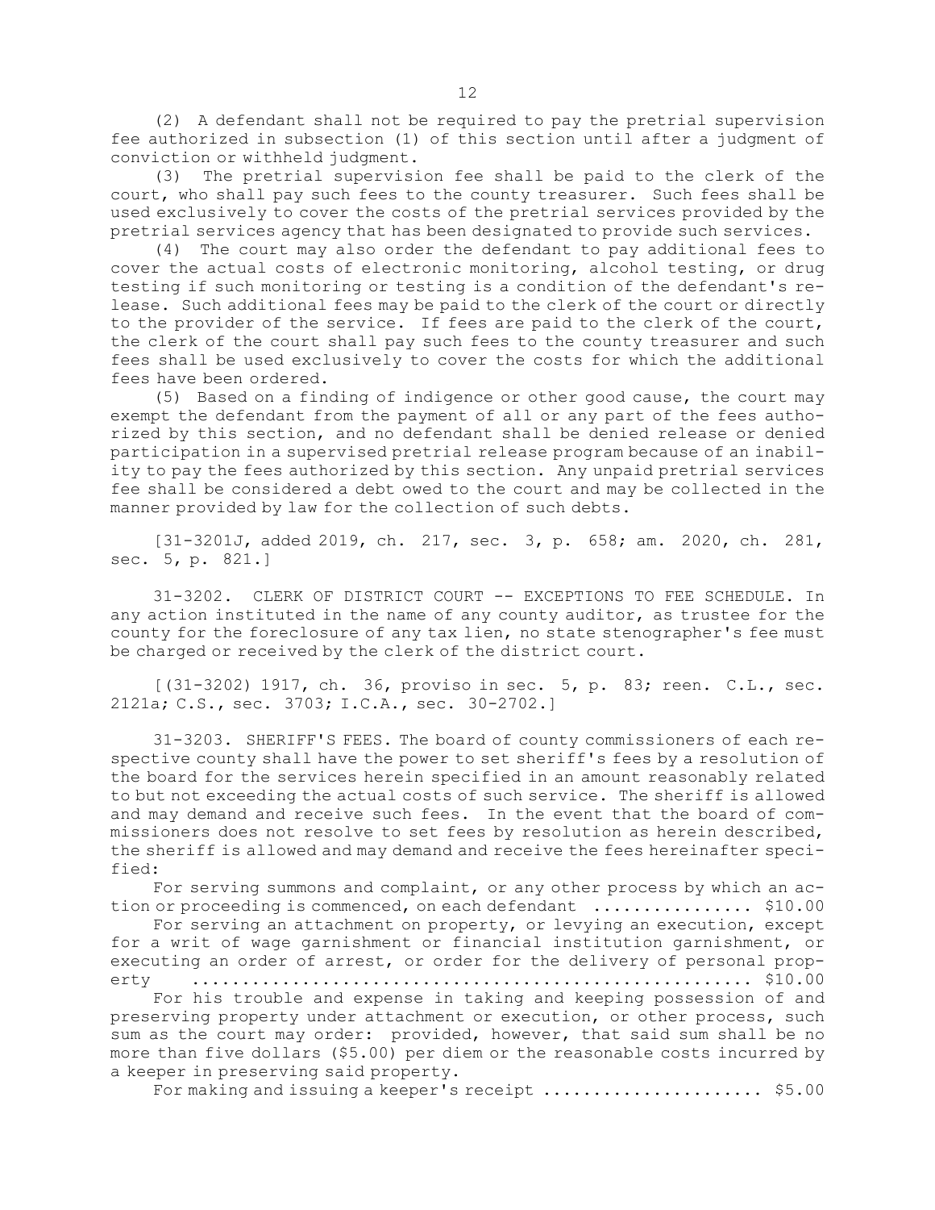(2) A defendant shall not be required to pay the pretrial supervision fee authorized in subsection (1) of this section until after a judgment of conviction or withheld judgment.

(3) The pretrial supervision fee shall be paid to the clerk of the court, who shall pay such fees to the county treasurer. Such fees shall be used exclusively to cover the costs of the pretrial services provided by the pretrial services agency that has been designated to provide such services.

(4) The court may also order the defendant to pay additional fees to cover the actual costs of electronic monitoring, alcohol testing, or drug testing if such monitoring or testing is a condition of the defendant's release. Such additional fees may be paid to the clerk of the court or directly to the provider of the service. If fees are paid to the clerk of the court, the clerk of the court shall pay such fees to the county treasurer and such fees shall be used exclusively to cover the costs for which the additional fees have been ordered.

(5) Based on a finding of indigence or other good cause, the court may exempt the defendant from the payment of all or any part of the fees authorized by this section, and no defendant shall be denied release or denied participation in a supervised pretrial release program because of an inability to pay the fees authorized by this section. Any unpaid pretrial services fee shall be considered a debt owed to the court and may be collected in the manner provided by law for the collection of such debts.

[31-3201J, added 2019, ch. 217, sec. 3, p. 658; am. 2020, ch. 281, sec. 5, p. 821.]

31-3202. CLERK OF DISTRICT COURT -- EXCEPTIONS TO FEE SCHEDULE. In any action instituted in the name of any county auditor, as trustee for the county for the foreclosure of any tax lien, no state stenographer's fee must be charged or received by the clerk of the district court.

[(31-3202) 1917, ch. 36, proviso in sec. 5, p. 83; reen. C.L., sec. 2121a; C.S., sec. 3703; I.C.A., sec. 30-2702.]

31-3203. SHERIFF'S FEES. The board of county commissioners of each respective county shall have the power to set sheriff's fees by a resolution of the board for the services herein specified in an amount reasonably related to but not exceeding the actual costs of such service. The sheriff is allowed and may demand and receive such fees. In the event that the board of commissioners does not resolve to set fees by resolution as herein described, the sheriff is allowed and may demand and receive the fees hereinafter specified:

For serving summons and complaint, or any other process by which an action or proceeding is commenced, on each defendant ................ $10.00

For serving an attachment on property, or levying an execution, except for a writ of wage garnishment or financial institution garnishment, or executing an order of arrest, or order for the delivery of personal property ........................................................ $10.00

For his trouble and expense in taking and keeping possession of and preserving property under attachment or execution, or other process, such sum as the court may order: provided, however, that said sum shall be no more than five dollars ($5.00) per diem or the reasonable costs incurred by a keeper in preserving said property.

For making and issuing a keeper's receipt ...................... $5.00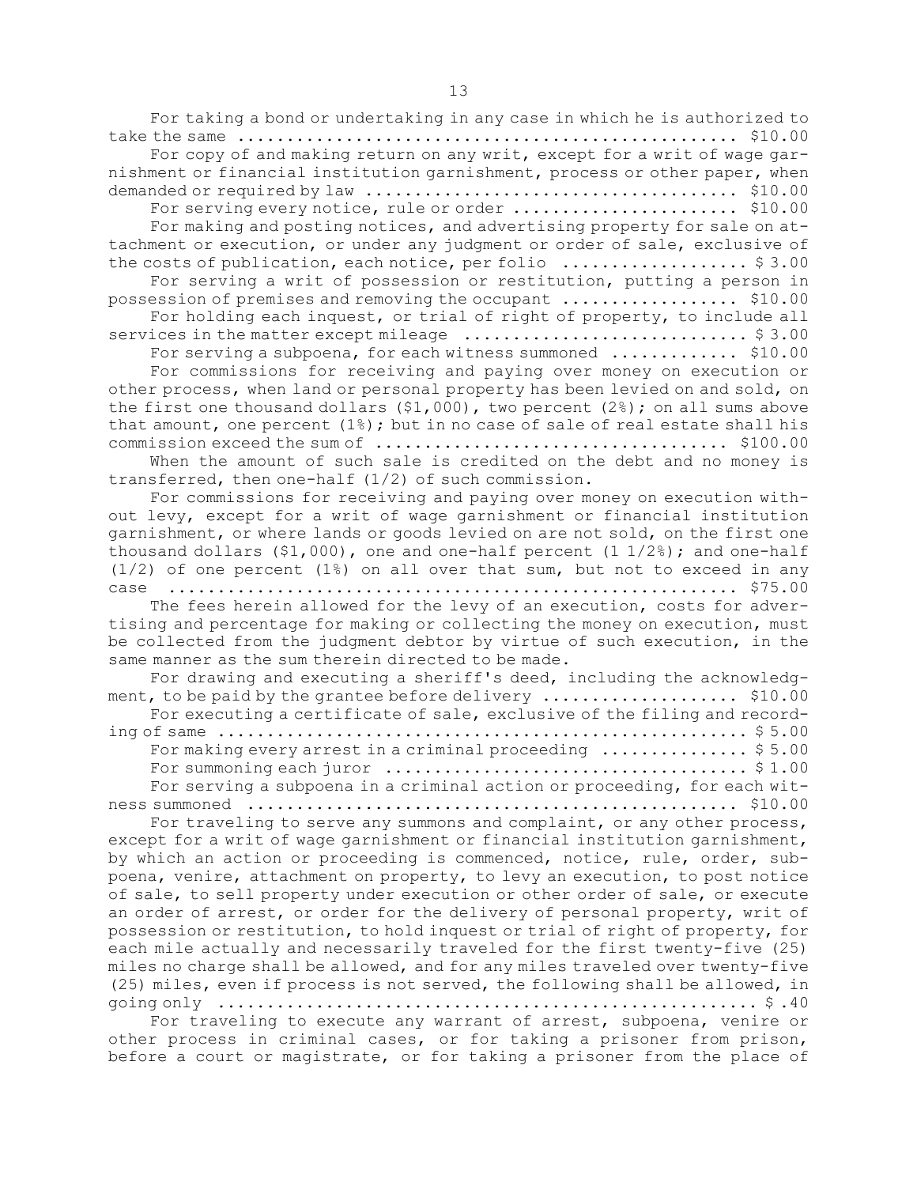For taking a bond or undertaking in any case in which he is authorized to take the same .................................................... $10.00

For copy of and making return on any writ, except for a writ of wage garnishment or financial institution garnishment, process or other paper, when demanded or required by law ..................................... $10.00

For serving every notice, rule or order ...................... $10.00

For making and posting notices, and advertising property for sale on attachment or execution, or under any judgment or order of sale, exclusive of the costs of publication, each notice, per folio .................. $ 3.00

For serving a writ of possession or restitution, putting a person in possession of premises and removing the occupant ................. $10.00

For holding each inquest, or trial of right of property, to include all services in the matter except mileage ............................ $ 3.00

For serving a subpoena, for each witness summoned ............ $10.00

For commissions for receiving and paying over money on execution or other process, when land or personal property has been levied on and sold, on the first one thousand dollars ($1,000), two percent (2%); on all sums above that amount, one percent (1%); but in no case of sale of real estate shall his commission exceed the sum of .................................. $100.00

When the amount of such sale is credited on the debt and no money is transferred, then one-half (1/2) of such commission.

For commissions for receiving and paying over money on execution without levy, except for a writ of wage garnishment or financial institution garnishment, or where lands or goods levied on are not sold, on the first one thousand dollars ($1,000), one and one-half percent (1 1/2%); and one-half (1/2) of one percent (1%) on all over that sum, but not to exceed in any case ........................................................ $75.00

The fees herein allowed for the levy of an execution, costs for advertising and percentage for making or collecting the money on execution, must be collected from the judgment debtor by virtue of such execution, in the same manner as the sum therein directed to be made.

For drawing and executing a sheriff's deed, including the acknowledgment, to be paid by the grantee before delivery ................... $10.00

For executing a certificate of sale, exclusive of the filing and recording of same ...................................................... $ 5.00

For making every arrest in a criminal proceeding .............. $ 5.00

For summoning each juror .................................... $ 1.00

For serving a subpoena in a criminal action or proceeding, for each witness summoned ................................................ $10.00

For traveling to serve any summons and complaint, or any other process, except for a writ of wage garnishment or financial institution garnishment, by which an action or proceeding is commenced, notice, rule, order, subpoena, venire, attachment on property, to levy an execution, to post notice of sale, to sell property under execution or other order of sale, or execute an order of arrest, or order for the delivery of personal property, writ of possession or restitution, to hold inquest or trial of right of property, for each mile actually and necessarily traveled for the first twenty-five (25) miles no charge shall be allowed, and for any miles traveled over twenty-five (25) miles, even if process is not served, the following shall be allowed, in going only ..................................................... $ .40

For traveling to execute any warrant of arrest, subpoena, venire or other process in criminal cases, or for taking a prisoner from prison, before a court or magistrate, or for taking a prisoner from the place of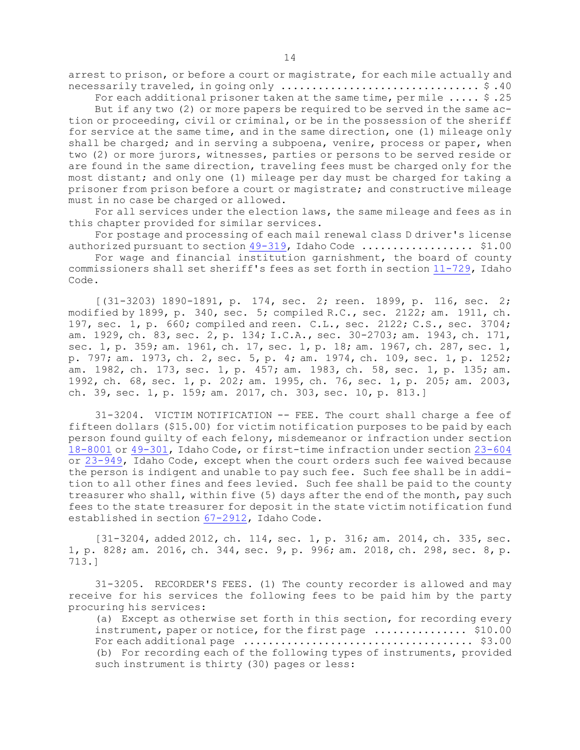arrest to prison, or before a court or magistrate, for each mile actually and necessarily traveled, in going only ................................ $ .40

For each additional prisoner taken at the same time, per mile ..... $ .25

But if any two (2) or more papers be required to be served in the same action or proceeding, civil or criminal, or be in the possession of the sheriff for service at the same time, and in the same direction, one (1) mileage only shall be charged; and in serving a subpoena, venire, process or paper, when two (2) or more jurors, witnesses, parties or persons to be served reside or are found in the same direction, traveling fees must be charged only for the most distant; and only one (1) mileage per day must be charged for taking a prisoner from prison before a court or magistrate; and constructive mileage must in no case be charged or allowed.

For all services under the election laws, the same mileage and fees as in this chapter provided for similar services.

For postage and processing of each mail renewal class D driver's license authorized pursuant to section 49-319, Idaho Code .................. $1.00

For wage and financial institution garnishment, the board of county commissioners shall set sheriff's fees as set forth in section 11-729, Idaho Code.

[(31-3203) 1890-1891, p. 174, sec. 2; reen. 1899, p. 116, sec. 2; modified by 1899, p. 340, sec. 5; compiled R.C., sec. 2122; am. 1911, ch. 197, sec. 1, p. 660; compiled and reen. C.L., sec. 2122; C.S., sec. 3704; am. 1929, ch. 83, sec. 2, p. 134; I.C.A., sec. 30-2703; am. 1943, ch. 171, sec. 1, p. 359; am. 1961, ch. 17, sec. 1, p. 18; am. 1967, ch. 287, sec. 1, p. 797; am. 1973, ch. 2, sec. 5, p. 4; am. 1974, ch. 109, sec. 1, p. 1252; am. 1982, ch. 173, sec. 1, p. 457; am. 1983, ch. 58, sec. 1, p. 135; am. 1992, ch. 68, sec. 1, p. 202; am. 1995, ch. 76, sec. 1, p. 205; am. 2003, ch. 39, sec. 1, p. 159; am. 2017, ch. 303, sec. 10, p. 813.]

31-3204. VICTIM NOTIFICATION -- FEE. The court shall charge a fee of fifteen dollars ($15.00) for victim notification purposes to be paid by each person found guilty of each felony, misdemeanor or infraction under section 18-8001 or 49-301, Idaho Code, or first-time infraction under section 23-604 or 23-949, Idaho Code, except when the court orders such fee waived because the person is indigent and unable to pay such fee. Such fee shall be in addition to all other fines and fees levied. Such fee shall be paid to the county treasurer who shall, within five (5) days after the end of the month, pay such fees to the state treasurer for deposit in the state victim notification fund established in section 67-2912, Idaho Code.

[31-3204, added 2012, ch. 114, sec. 1, p. 316; am. 2014, ch. 335, sec. 1, p. 828; am. 2016, ch. 344, sec. 9, p. 996; am. 2018, ch. 298, sec. 8, p. 713.]

31-3205. RECORDER'S FEES. (1) The county recorder is allowed and may receive for his services the following fees to be paid him by the party procuring his services:

(a) Except as otherwise set forth in this section, for recording every instrument, paper or notice, for the first page ............... $10.00
For each additional page .................................... $3.00

(b) For recording each of the following types of instruments, provided such instrument is thirty (30) pages or less: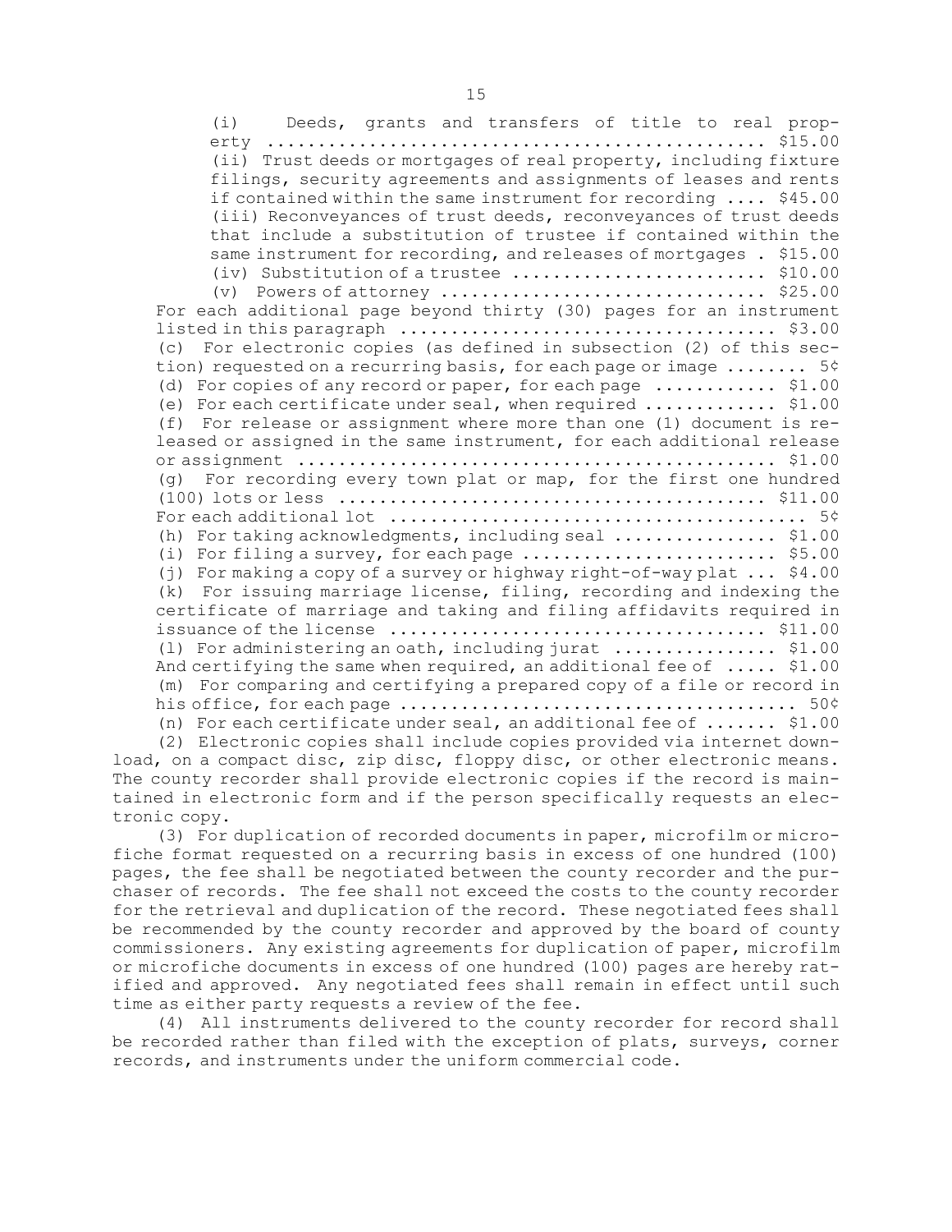(i) Deeds, grants and transfers of title to real property ................................................ $15.00

(ii) Trust deeds or mortgages of real property, including fixture filings, security agreements and assignments of leases and rents if contained within the same instrument for recording .... $45.00

(iii) Reconveyances of trust deeds, reconveyances of trust deeds that include a substitution of trustee if contained within the same instrument for recording, and releases of mortgages . $15.00

(iv) Substitution of a trustee ......................... $10.00

(v) Powers of attorney ............................... $25.00

For each additional page beyond thirty (30) pages for an instrument listed in this paragraph .................................... $3.00

(c) For electronic copies (as defined in subsection (2) of this section) requested on a recurring basis, for each page or image ........ 5¢

(d) For copies of any record or paper, for each page ............ $1.00

(e) For each certificate under seal, when required ............. $1.00

(f) For release or assignment where more than one (1) document is released or assigned in the same instrument, for each additional release or assignment ................................................ $1.00

(g) For recording every town plat or map, for the first one hundred (100) lots or less .......................................... $11.00

For each additional lot ........................................ 5¢

(h) For taking acknowledgments, including seal ................ $1.00

(i) For filing a survey, for each page ......................... $5.00

(j) For making a copy of a survey or highway right-of-way plat ... $4.00

(k) For issuing marriage license, filing, recording and indexing the certificate of marriage and taking and filing affidavits required in issuance of the license .................................... $11.00

(l) For administering an oath, including jurat ................ $1.00

And certifying the same when required, an additional fee of ..... $1.00

(m) For comparing and certifying a prepared copy of a file or record in his office, for each page ...................................... 50¢

(n) For each certificate under seal, an additional fee of ....... $1.00

(2) Electronic copies shall include copies provided via internet download, on a compact disc, zip disc, floppy disc, or other electronic means. The county recorder shall provide electronic copies if the record is maintained in electronic form and if the person specifically requests an electronic copy.

(3) For duplication of recorded documents in paper, microfilm or microfiche format requested on a recurring basis in excess of one hundred (100) pages, the fee shall be negotiated between the county recorder and the purchaser of records. The fee shall not exceed the costs to the county recorder for the retrieval and duplication of the record. These negotiated fees shall be recommended by the county recorder and approved by the board of county commissioners. Any existing agreements for duplication of paper, microfilm or microfiche documents in excess of one hundred (100) pages are hereby ratified and approved. Any negotiated fees shall remain in effect until such time as either party requests a review of the fee.

(4) All instruments delivered to the county recorder for record shall be recorded rather than filed with the exception of plats, surveys, corner records, and instruments under the uniform commercial code.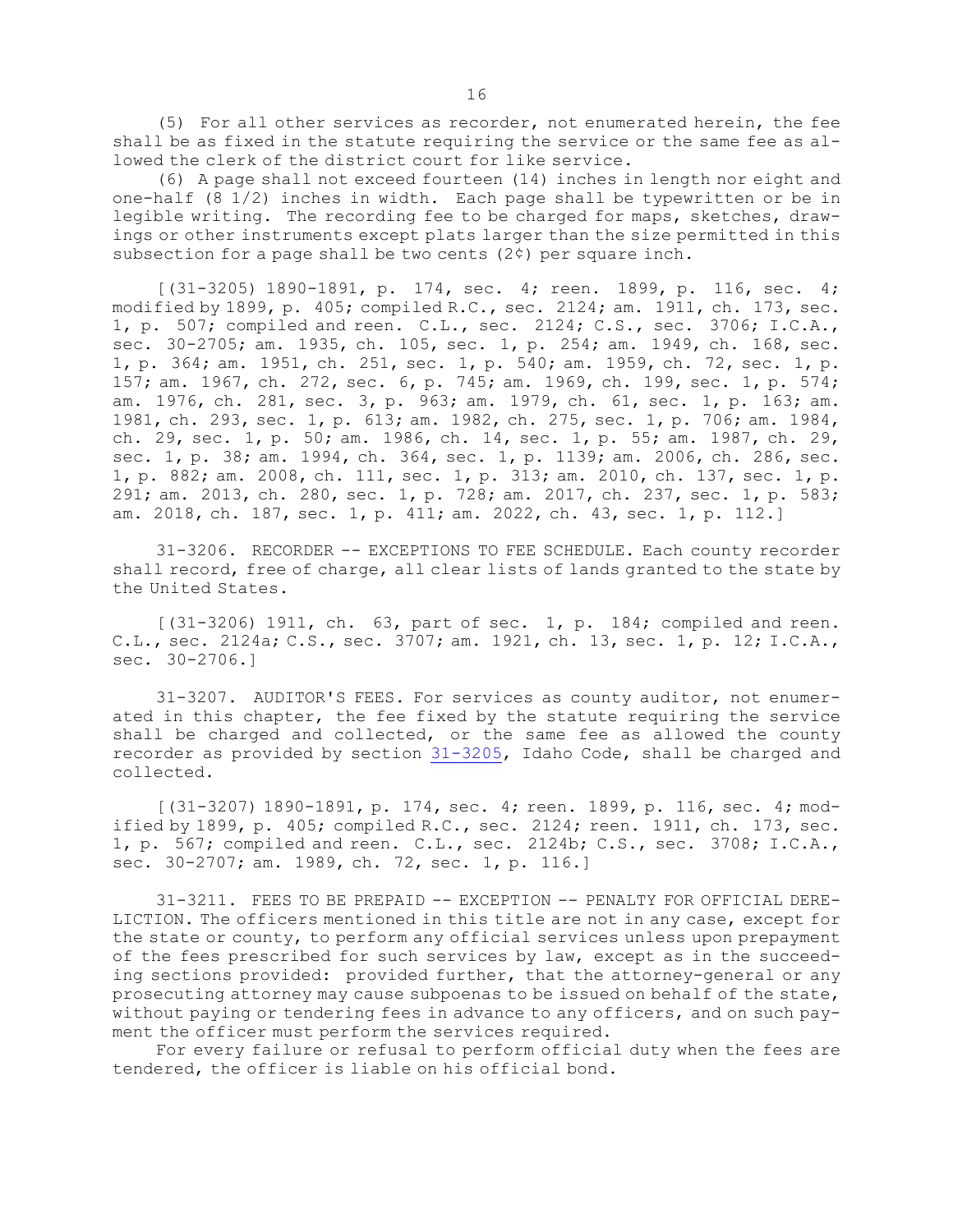(5) For all other services as recorder, not enumerated herein, the fee shall be as fixed in the statute requiring the service or the same fee as allowed the clerk of the district court for like service.

(6) A page shall not exceed fourteen (14) inches in length nor eight and one-half (8 1/2) inches in width. Each page shall be typewritten or be in legible writing. The recording fee to be charged for maps, sketches, drawings or other instruments except plats larger than the size permitted in this subsection for a page shall be two cents (2¢) per square inch.

[(31-3205) 1890-1891, p. 174, sec. 4; reen. 1899, p. 116, sec. 4; modified by 1899, p. 405; compiled R.C., sec. 2124; am. 1911, ch. 173, sec. 1, p. 507; compiled and reen. C.L., sec. 2124; C.S., sec. 3706; I.C.A., sec. 30-2705; am. 1935, ch. 105, sec. 1, p. 254; am. 1949, ch. 168, sec. 1, p. 364; am. 1951, ch. 251, sec. 1, p. 540; am. 1959, ch. 72, sec. 1, p. 157; am. 1967, ch. 272, sec. 6, p. 745; am. 1969, ch. 199, sec. 1, p. 574; am. 1976, ch. 281, sec. 3, p. 963; am. 1979, ch. 61, sec. 1, p. 163; am. 1981, ch. 293, sec. 1, p. 613; am. 1982, ch. 275, sec. 1, p. 706; am. 1984, ch. 29, sec. 1, p. 50; am. 1986, ch. 14, sec. 1, p. 55; am. 1987, ch. 29, sec. 1, p. 38; am. 1994, ch. 364, sec. 1, p. 1139; am. 2006, ch. 286, sec. 1, p. 882; am. 2008, ch. 111, sec. 1, p. 313; am. 2010, ch. 137, sec. 1, p. 291; am. 2013, ch. 280, sec. 1, p. 728; am. 2017, ch. 237, sec. 1, p. 583; am. 2018, ch. 187, sec. 1, p. 411; am. 2022, ch. 43, sec. 1, p. 112.]

31-3206. RECORDER -- EXCEPTIONS TO FEE SCHEDULE. Each county recorder shall record, free of charge, all clear lists of lands granted to the state by the United States.

[(31-3206) 1911, ch. 63, part of sec. 1, p. 184; compiled and reen. C.L., sec. 2124a; C.S., sec. 3707; am. 1921, ch. 13, sec. 1, p. 12; I.C.A., sec. 30-2706.]

31-3207. AUDITOR'S FEES. For services as county auditor, not enumerated in this chapter, the fee fixed by the statute requiring the service shall be charged and collected, or the same fee as allowed the county recorder as provided by section 31-3205, Idaho Code, shall be charged and collected.

[(31-3207) 1890-1891, p. 174, sec. 4; reen. 1899, p. 116, sec. 4; modified by 1899, p. 405; compiled R.C., sec. 2124; reen. 1911, ch. 173, sec. 1, p. 567; compiled and reen. C.L., sec. 2124b; C.S., sec. 3708; I.C.A., sec. 30-2707; am. 1989, ch. 72, sec. 1, p. 116.]

31-3211. FEES TO BE PREPAID -- EXCEPTION -- PENALTY FOR OFFICIAL DERELICTION. The officers mentioned in this title are not in any case, except for the state or county, to perform any official services unless upon prepayment of the fees prescribed for such services by law, except as in the succeeding sections provided: provided further, that the attorney-general or any prosecuting attorney may cause subpoenas to be issued on behalf of the state, without paying or tendering fees in advance to any officers, and on such payment the officer must perform the services required.

For every failure or refusal to perform official duty when the fees are tendered, the officer is liable on his official bond.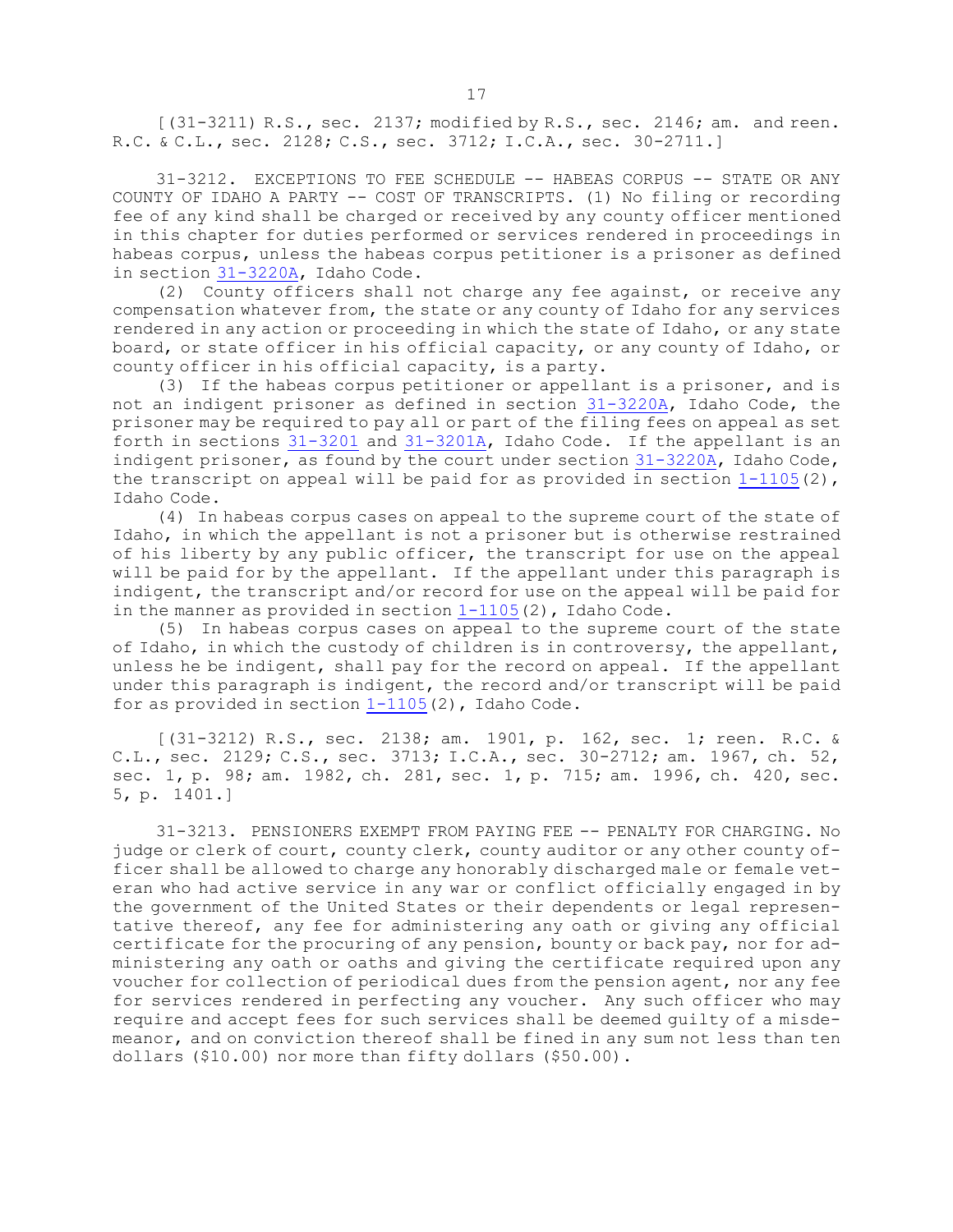[(31-3211) R.S., sec. 2137; modified by R.S., sec. 2146; am. and reen. R.C. & C.L., sec. 2128; C.S., sec. 3712; I.C.A., sec. 30-2711.]

31-3212. EXCEPTIONS TO FEE SCHEDULE -- HABEAS CORPUS -- STATE OR ANY COUNTY OF IDAHO A PARTY -- COST OF TRANSCRIPTS. (1) No filing or recording fee of any kind shall be charged or received by any county officer mentioned in this chapter for duties performed or services rendered in proceedings in habeas corpus, unless the habeas corpus petitioner is a prisoner as defined in section 31-3220A, Idaho Code.

(2) County officers shall not charge any fee against, or receive any compensation whatever from, the state or any county of Idaho for any services rendered in any action or proceeding in which the state of Idaho, or any state board, or state officer in his official capacity, or any county of Idaho, or county officer in his official capacity, is a party.

(3) If the habeas corpus petitioner or appellant is a prisoner, and is not an indigent prisoner as defined in section 31-3220A, Idaho Code, the prisoner may be required to pay all or part of the filing fees on appeal as set forth in sections 31-3201 and 31-3201A, Idaho Code. If the appellant is an indigent prisoner, as found by the court under section 31-3220A, Idaho Code, the transcript on appeal will be paid for as provided in section 1-1105(2), Idaho Code.

(4) In habeas corpus cases on appeal to the supreme court of the state of Idaho, in which the appellant is not a prisoner but is otherwise restrained of his liberty by any public officer, the transcript for use on the appeal will be paid for by the appellant. If the appellant under this paragraph is indigent, the transcript and/or record for use on the appeal will be paid for in the manner as provided in section 1-1105(2), Idaho Code.

(5) In habeas corpus cases on appeal to the supreme court of the state of Idaho, in which the custody of children is in controversy, the appellant, unless he be indigent, shall pay for the record on appeal. If the appellant under this paragraph is indigent, the record and/or transcript will be paid for as provided in section 1-1105(2), Idaho Code.

[(31-3212) R.S., sec. 2138; am. 1901, p. 162, sec. 1; reen. R.C. & C.L., sec. 2129; C.S., sec. 3713; I.C.A., sec. 30-2712; am. 1967, ch. 52, sec. 1, p. 98; am. 1982, ch. 281, sec. 1, p. 715; am. 1996, ch. 420, sec. 5, p. 1401.]

31-3213. PENSIONERS EXEMPT FROM PAYING FEE -- PENALTY FOR CHARGING. No judge or clerk of court, county clerk, county auditor or any other county officer shall be allowed to charge any honorably discharged male or female veteran who had active service in any war or conflict officially engaged in by the government of the United States or their dependents or legal representative thereof, any fee for administering any oath or giving any official certificate for the procuring of any pension, bounty or back pay, nor for administering any oath or oaths and giving the certificate required upon any voucher for collection of periodical dues from the pension agent, nor any fee for services rendered in perfecting any voucher. Any such officer who may require and accept fees for such services shall be deemed guilty of a misdemeanor, and on conviction thereof shall be fined in any sum not less than ten dollars ($10.00) nor more than fifty dollars ($50.00).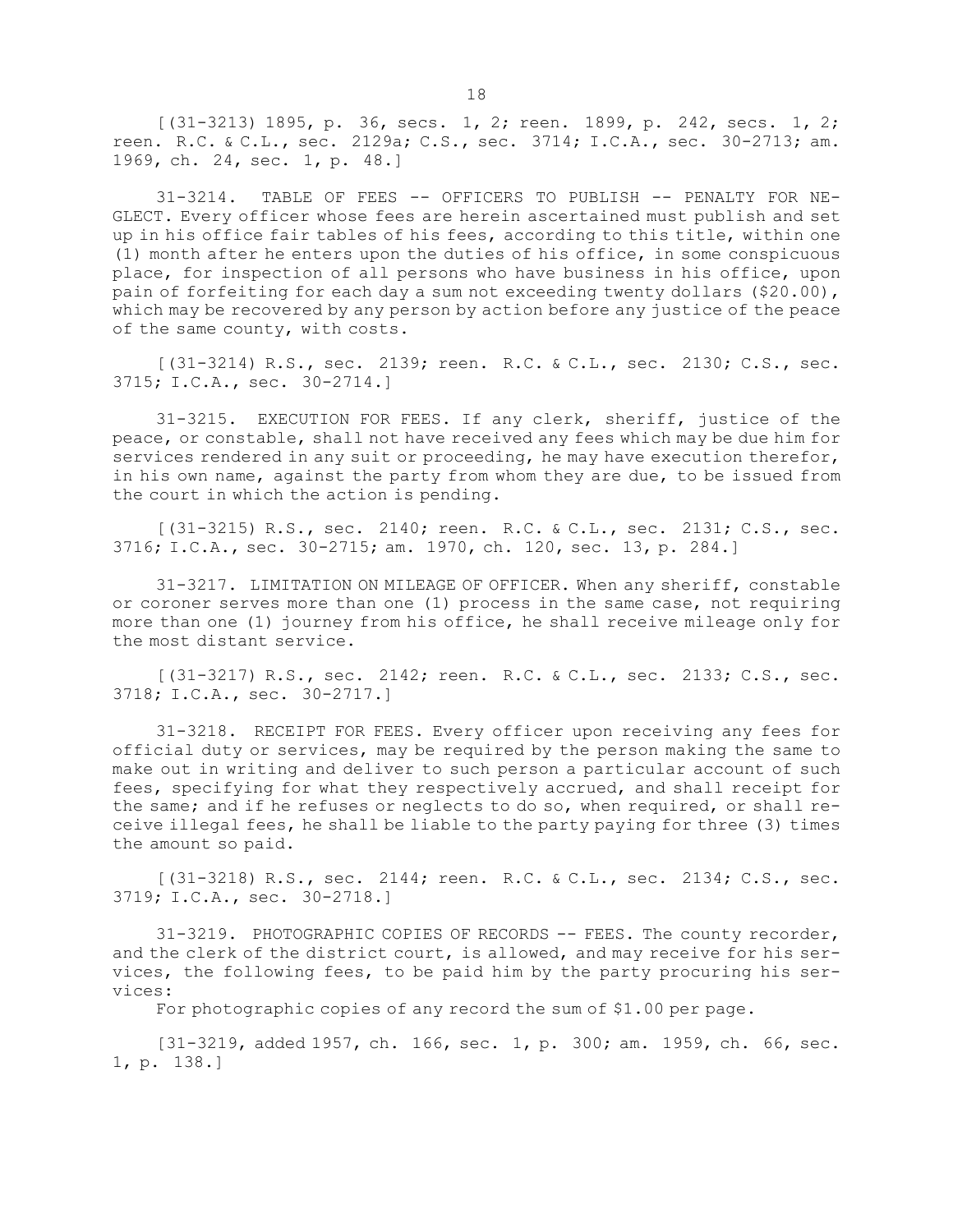[(31-3213) 1895, p. 36, secs. 1, 2; reen. 1899, p. 242, secs. 1, 2; reen. R.C. & C.L., sec. 2129a; C.S., sec. 3714; I.C.A., sec. 30-2713; am. 1969, ch. 24, sec. 1, p. 48.]

31-3214. TABLE OF FEES -- OFFICERS TO PUBLISH -- PENALTY FOR NEGLECT. Every officer whose fees are herein ascertained must publish and set up in his office fair tables of his fees, according to this title, within one (1) month after he enters upon the duties of his office, in some conspicuous place, for inspection of all persons who have business in his office, upon pain of forfeiting for each day a sum not exceeding twenty dollars ($20.00), which may be recovered by any person by action before any justice of the peace of the same county, with costs.

[(31-3214) R.S., sec. 2139; reen. R.C. & C.L., sec. 2130; C.S., sec. 3715; I.C.A., sec. 30-2714.]

31-3215. EXECUTION FOR FEES. If any clerk, sheriff, justice of the peace, or constable, shall not have received any fees which may be due him for services rendered in any suit or proceeding, he may have execution therefor, in his own name, against the party from whom they are due, to be issued from the court in which the action is pending.

[(31-3215) R.S., sec. 2140; reen. R.C. & C.L., sec. 2131; C.S., sec. 3716; I.C.A., sec. 30-2715; am. 1970, ch. 120, sec. 13, p. 284.]

31-3217. LIMITATION ON MILEAGE OF OFFICER. When any sheriff, constable or coroner serves more than one (1) process in the same case, not requiring more than one (1) journey from his office, he shall receive mileage only for the most distant service.

[(31-3217) R.S., sec. 2142; reen. R.C. & C.L., sec. 2133; C.S., sec. 3718; I.C.A., sec. 30-2717.]

31-3218. RECEIPT FOR FEES. Every officer upon receiving any fees for official duty or services, may be required by the person making the same to make out in writing and deliver to such person a particular account of such fees, specifying for what they respectively accrued, and shall receipt for the same; and if he refuses or neglects to do so, when required, or shall receive illegal fees, he shall be liable to the party paying for three (3) times the amount so paid.

[(31-3218) R.S., sec. 2144; reen. R.C. & C.L., sec. 2134; C.S., sec. 3719; I.C.A., sec. 30-2718.]

31-3219. PHOTOGRAPHIC COPIES OF RECORDS -- FEES. The county recorder, and the clerk of the district court, is allowed, and may receive for his services, the following fees, to be paid him by the party procuring his services:

For photographic copies of any record the sum of $1.00 per page.

[31-3219, added 1957, ch. 166, sec. 1, p. 300; am. 1959, ch. 66, sec. 1, p. 138.]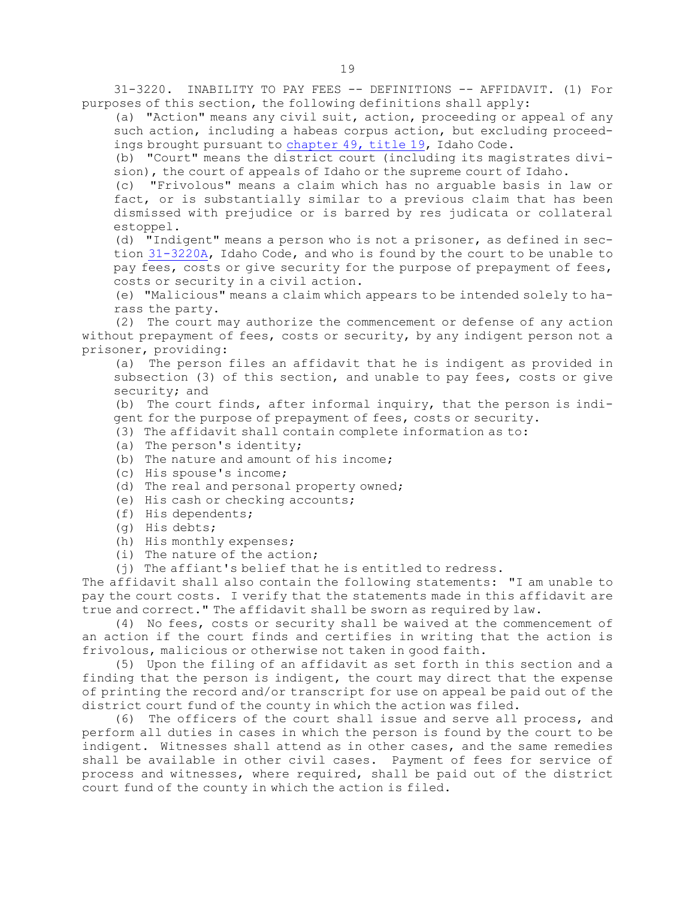31-3220. INABILITY TO PAY FEES -- DEFINITIONS -- AFFIDAVIT. (1) For purposes of this section, the following definitions shall apply:

(a) "Action" means any civil suit, action, proceeding or appeal of any such action, including a habeas corpus action, but excluding proceedings brought pursuant to chapter 49, title 19, Idaho Code.

(b) "Court" means the district court (including its magistrates division), the court of appeals of Idaho or the supreme court of Idaho.

(c) "Frivolous" means a claim which has no arguable basis in law or fact, or is substantially similar to a previous claim that has been dismissed with prejudice or is barred by res judicata or collateral estoppel.

(d) "Indigent" means a person who is not a prisoner, as defined in section 31-3220A, Idaho Code, and who is found by the court to be unable to pay fees, costs or give security for the purpose of prepayment of fees, costs or security in a civil action.

(e) "Malicious" means a claim which appears to be intended solely to harass the party.

(2) The court may authorize the commencement or defense of any action without prepayment of fees, costs or security, by any indigent person not a prisoner, providing:

(a) The person files an affidavit that he is indigent as provided in subsection (3) of this section, and unable to pay fees, costs or give security; and

(b) The court finds, after informal inquiry, that the person is indigent for the purpose of prepayment of fees, costs or security.

(3) The affidavit shall contain complete information as to:

(a) The person's identity;

(b) The nature and amount of his income;

(c) His spouse's income;

(d) The real and personal property owned;

(e) His cash or checking accounts;

(f) His dependents;

(g) His debts;

(h) His monthly expenses;

(i) The nature of the action;

(j) The affiant's belief that he is entitled to redress.

The affidavit shall also contain the following statements: "I am unable to pay the court costs. I verify that the statements made in this affidavit are true and correct." The affidavit shall be sworn as required by law.

(4) No fees, costs or security shall be waived at the commencement of an action if the court finds and certifies in writing that the action is frivolous, malicious or otherwise not taken in good faith.

(5) Upon the filing of an affidavit as set forth in this section and a finding that the person is indigent, the court may direct that the expense of printing the record and/or transcript for use on appeal be paid out of the district court fund of the county in which the action was filed.

(6) The officers of the court shall issue and serve all process, and perform all duties in cases in which the person is found by the court to be indigent. Witnesses shall attend as in other cases, and the same remedies shall be available in other civil cases. Payment of fees for service of process and witnesses, where required, shall be paid out of the district court fund of the county in which the action is filed.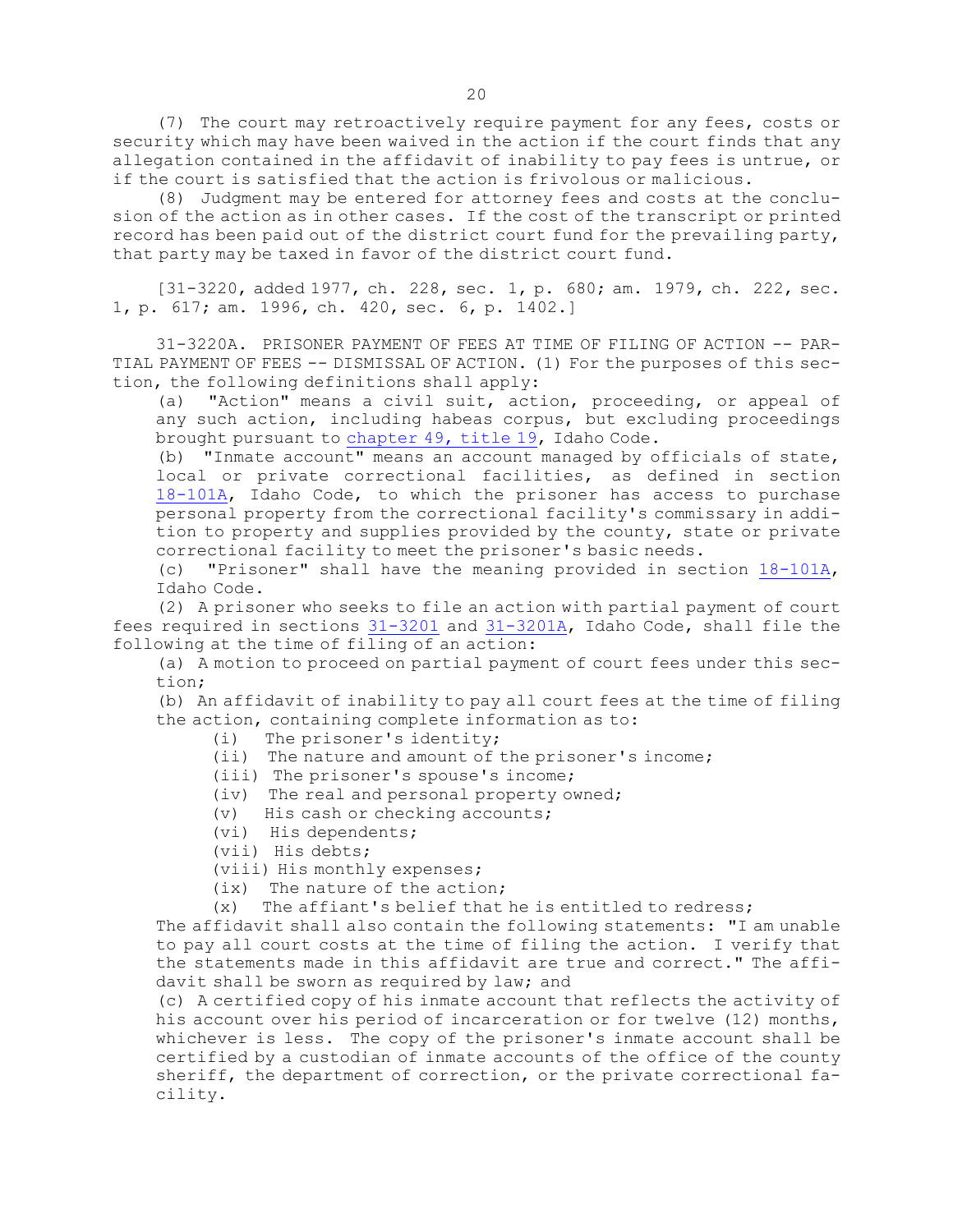(7) The court may retroactively require payment for any fees, costs or security which may have been waived in the action if the court finds that any allegation contained in the affidavit of inability to pay fees is untrue, or if the court is satisfied that the action is frivolous or malicious.

(8) Judgment may be entered for attorney fees and costs at the conclusion of the action as in other cases. If the cost of the transcript or printed record has been paid out of the district court fund for the prevailing party, that party may be taxed in favor of the district court fund.

[31-3220, added 1977, ch. 228, sec. 1, p. 680; am. 1979, ch. 222, sec. 1, p. 617; am. 1996, ch. 420, sec. 6, p. 1402.]

31-3220A. PRISONER PAYMENT OF FEES AT TIME OF FILING OF ACTION -- PARTIAL PAYMENT OF FEES -- DISMISSAL OF ACTION. (1) For the purposes of this section, the following definitions shall apply:

(a) "Action" means a civil suit, action, proceeding, or appeal of any such action, including habeas corpus, but excluding proceedings brought pursuant to chapter 49, title 19, Idaho Code.

(b) "Inmate account" means an account managed by officials of state, local or private correctional facilities, as defined in section 18-101A, Idaho Code, to which the prisoner has access to purchase personal property from the correctional facility's commissary in addition to property and supplies provided by the county, state or private correctional facility to meet the prisoner's basic needs.

(c) "Prisoner" shall have the meaning provided in section 18-101A, Idaho Code.

(2) A prisoner who seeks to file an action with partial payment of court fees required in sections 31-3201 and 31-3201A, Idaho Code, shall file the following at the time of filing of an action:

(a) A motion to proceed on partial payment of court fees under this section;

(b) An affidavit of inability to pay all court fees at the time of filing the action, containing complete information as to:

(i) The prisoner's identity;

(ii) The nature and amount of the prisoner's income;

(iii) The prisoner's spouse's income;

(iv) The real and personal property owned;

(v) His cash or checking accounts;

(vi) His dependents;

(vii) His debts;

(viii) His monthly expenses;

(ix) The nature of the action;

(x) The affiant's belief that he is entitled to redress;

The affidavit shall also contain the following statements: "I am unable to pay all court costs at the time of filing the action. I verify that the statements made in this affidavit are true and correct." The affidavit shall be sworn as required by law; and

(c) A certified copy of his inmate account that reflects the activity of his account over his period of incarceration or for twelve (12) months, whichever is less. The copy of the prisoner's inmate account shall be certified by a custodian of inmate accounts of the office of the county sheriff, the department of correction, or the private correctional facility.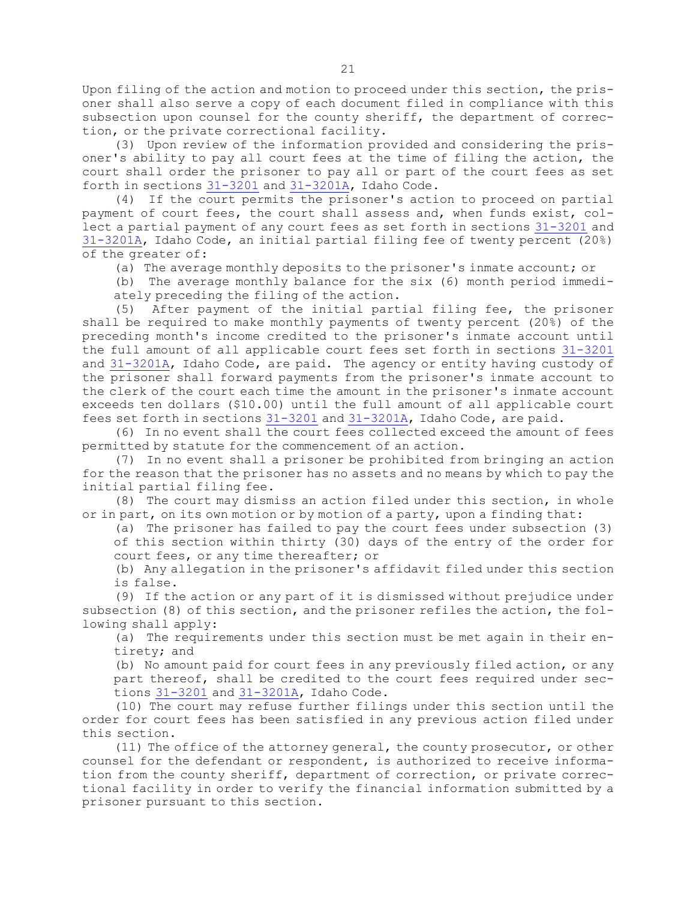Upon filing of the action and motion to proceed under this section, the prisoner shall also serve a copy of each document filed in compliance with this subsection upon counsel for the county sheriff, the department of correction, or the private correctional facility.

(3) Upon review of the information provided and considering the prisoner's ability to pay all court fees at the time of filing the action, the court shall order the prisoner to pay all or part of the court fees as set forth in sections 31-3201 and 31-3201A, Idaho Code.

(4) If the court permits the prisoner's action to proceed on partial payment of court fees, the court shall assess and, when funds exist, collect a partial payment of any court fees as set forth in sections 31-3201 and 31-3201A, Idaho Code, an initial partial filing fee of twenty percent (20%) of the greater of:

(a) The average monthly deposits to the prisoner's inmate account; or

(b) The average monthly balance for the six (6) month period immediately preceding the filing of the action.

(5) After payment of the initial partial filing fee, the prisoner shall be required to make monthly payments of twenty percent (20%) of the preceding month's income credited to the prisoner's inmate account until the full amount of all applicable court fees set forth in sections 31-3201 and 31-3201A, Idaho Code, are paid. The agency or entity having custody of the prisoner shall forward payments from the prisoner's inmate account to the clerk of the court each time the amount in the prisoner's inmate account exceeds ten dollars ($10.00) until the full amount of all applicable court fees set forth in sections 31-3201 and 31-3201A, Idaho Code, are paid.

(6) In no event shall the court fees collected exceed the amount of fees permitted by statute for the commencement of an action.

(7) In no event shall a prisoner be prohibited from bringing an action for the reason that the prisoner has no assets and no means by which to pay the initial partial filing fee.

(8) The court may dismiss an action filed under this section, in whole or in part, on its own motion or by motion of a party, upon a finding that:

(a) The prisoner has failed to pay the court fees under subsection (3) of this section within thirty (30) days of the entry of the order for court fees, or any time thereafter; or

(b) Any allegation in the prisoner's affidavit filed under this section is false.

(9) If the action or any part of it is dismissed without prejudice under subsection (8) of this section, and the prisoner refiles the action, the following shall apply:

(a) The requirements under this section must be met again in their entirety; and

(b) No amount paid for court fees in any previously filed action, or any part thereof, shall be credited to the court fees required under sections 31-3201 and 31-3201A, Idaho Code.

(10) The court may refuse further filings under this section until the order for court fees has been satisfied in any previous action filed under this section.

(11) The office of the attorney general, the county prosecutor, or other counsel for the defendant or respondent, is authorized to receive information from the county sheriff, department of correction, or private correctional facility in order to verify the financial information submitted by a prisoner pursuant to this section.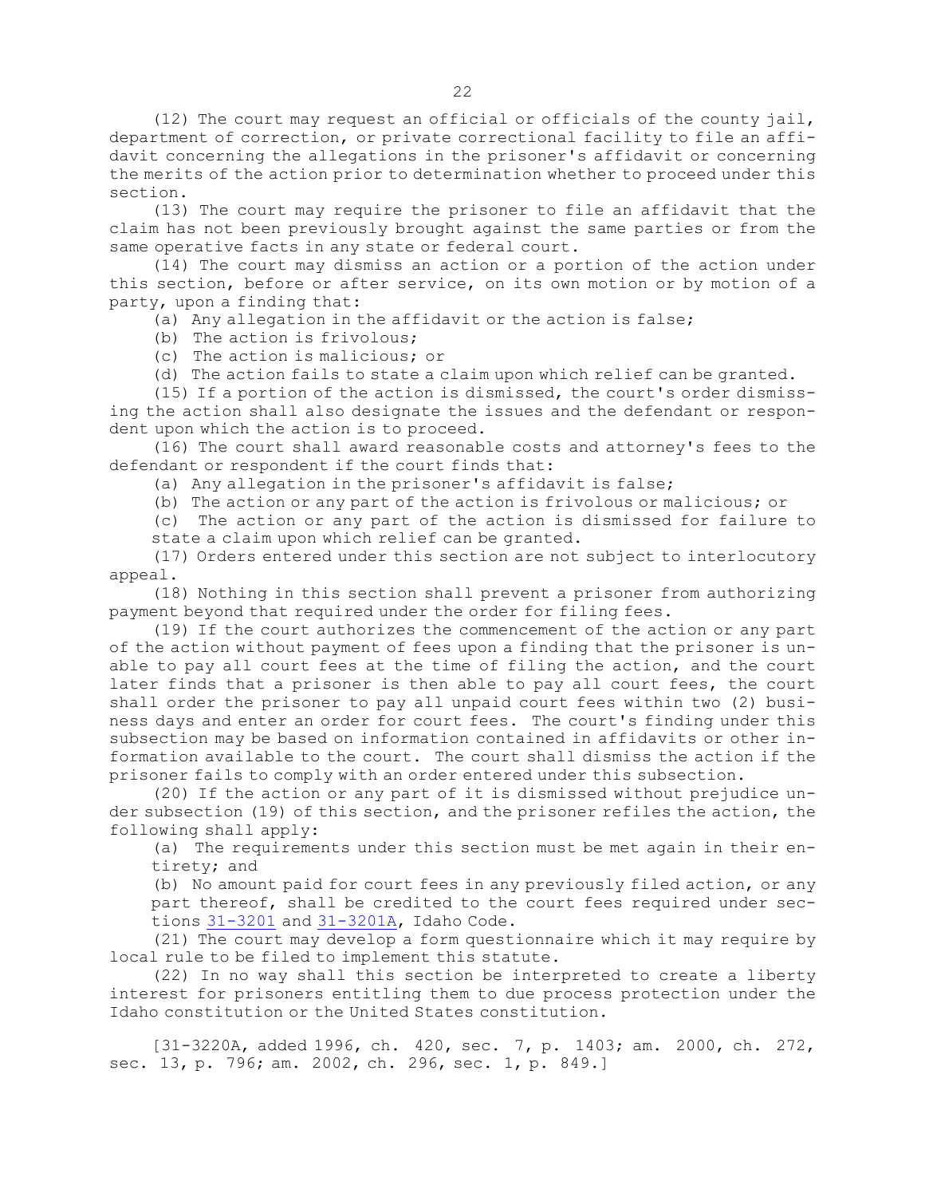(12) The court may request an official or officials of the county jail, department of correction, or private correctional facility to file an affidavit concerning the allegations in the prisoner's affidavit or concerning the merits of the action prior to determination whether to proceed under this section.

(13) The court may require the prisoner to file an affidavit that the claim has not been previously brought against the same parties or from the same operative facts in any state or federal court.

(14) The court may dismiss an action or a portion of the action under this section, before or after service, on its own motion or by motion of a party, upon a finding that:

(a) Any allegation in the affidavit or the action is false;

(b) The action is frivolous;

(c) The action is malicious; or

(d) The action fails to state a claim upon which relief can be granted.

(15) If a portion of the action is dismissed, the court's order dismissing the action shall also designate the issues and the defendant or respondent upon which the action is to proceed.

(16) The court shall award reasonable costs and attorney's fees to the defendant or respondent if the court finds that:

(a) Any allegation in the prisoner's affidavit is false;

(b) The action or any part of the action is frivolous or malicious; or

(c) The action or any part of the action is dismissed for failure to state a claim upon which relief can be granted.

(17) Orders entered under this section are not subject to interlocutory appeal.

(18) Nothing in this section shall prevent a prisoner from authorizing payment beyond that required under the order for filing fees.

(19) If the court authorizes the commencement of the action or any part of the action without payment of fees upon a finding that the prisoner is unable to pay all court fees at the time of filing the action, and the court later finds that a prisoner is then able to pay all court fees, the court shall order the prisoner to pay all unpaid court fees within two (2) business days and enter an order for court fees. The court's finding under this subsection may be based on information contained in affidavits or other information available to the court. The court shall dismiss the action if the prisoner fails to comply with an order entered under this subsection.

(20) If the action or any part of it is dismissed without prejudice under subsection (19) of this section, and the prisoner refiles the action, the following shall apply:

(a) The requirements under this section must be met again in their entirety; and

(b) No amount paid for court fees in any previously filed action, or any part thereof, shall be credited to the court fees required under sections 31-3201 and 31-3201A, Idaho Code.

(21) The court may develop a form questionnaire which it may require by local rule to be filed to implement this statute.

(22) In no way shall this section be interpreted to create a liberty interest for prisoners entitling them to due process protection under the Idaho constitution or the United States constitution.

[31-3220A, added 1996, ch. 420, sec. 7, p. 1403; am. 2000, ch. 272, sec. 13, p. 796; am. 2002, ch. 296, sec. 1, p. 849.]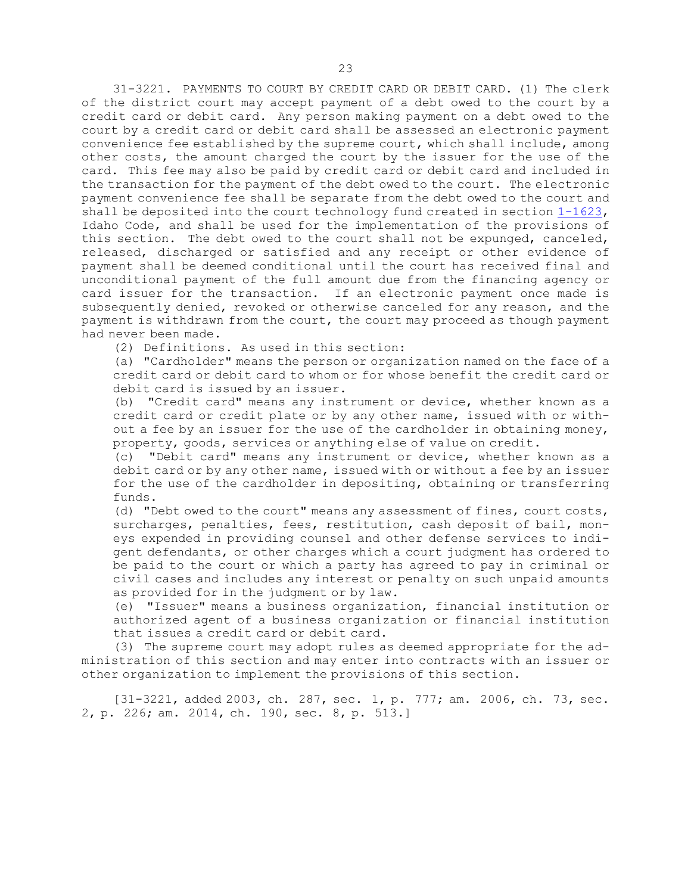31-3221. PAYMENTS TO COURT BY CREDIT CARD OR DEBIT CARD. (1) The clerk of the district court may accept payment of a debt owed to the court by a credit card or debit card. Any person making payment on a debt owed to the court by a credit card or debit card shall be assessed an electronic payment convenience fee established by the supreme court, which shall include, among other costs, the amount charged the court by the issuer for the use of the card. This fee may also be paid by credit card or debit card and included in the transaction for the payment of the debt owed to the court. The electronic payment convenience fee shall be separate from the debt owed to the court and shall be deposited into the court technology fund created in section 1-1623, Idaho Code, and shall be used for the implementation of the provisions of this section. The debt owed to the court shall not be expunged, canceled, released, discharged or satisfied and any receipt or other evidence of payment shall be deemed conditional until the court has received final and unconditional payment of the full amount due from the financing agency or card issuer for the transaction. If an electronic payment once made is subsequently denied, revoked or otherwise canceled for any reason, and the payment is withdrawn from the court, the court may proceed as though payment had never been made.

(2) Definitions. As used in this section:

(a) "Cardholder" means the person or organization named on the face of a credit card or debit card to whom or for whose benefit the credit card or debit card is issued by an issuer.

(b) "Credit card" means any instrument or device, whether known as a credit card or credit plate or by any other name, issued with or without a fee by an issuer for the use of the cardholder in obtaining money, property, goods, services or anything else of value on credit.

(c) "Debit card" means any instrument or device, whether known as a debit card or by any other name, issued with or without a fee by an issuer for the use of the cardholder in depositing, obtaining or transferring funds.

(d) "Debt owed to the court" means any assessment of fines, court costs, surcharges, penalties, fees, restitution, cash deposit of bail, moneys expended in providing counsel and other defense services to indigent defendants, or other charges which a court judgment has ordered to be paid to the court or which a party has agreed to pay in criminal or civil cases and includes any interest or penalty on such unpaid amounts as provided for in the judgment or by law.

(e) "Issuer" means a business organization, financial institution or authorized agent of a business organization or financial institution that issues a credit card or debit card.

(3) The supreme court may adopt rules as deemed appropriate for the administration of this section and may enter into contracts with an issuer or other organization to implement the provisions of this section.

[31-3221, added 2003, ch. 287, sec. 1, p. 777; am. 2006, ch. 73, sec. 2, p. 226; am. 2014, ch. 190, sec. 8, p. 513.]